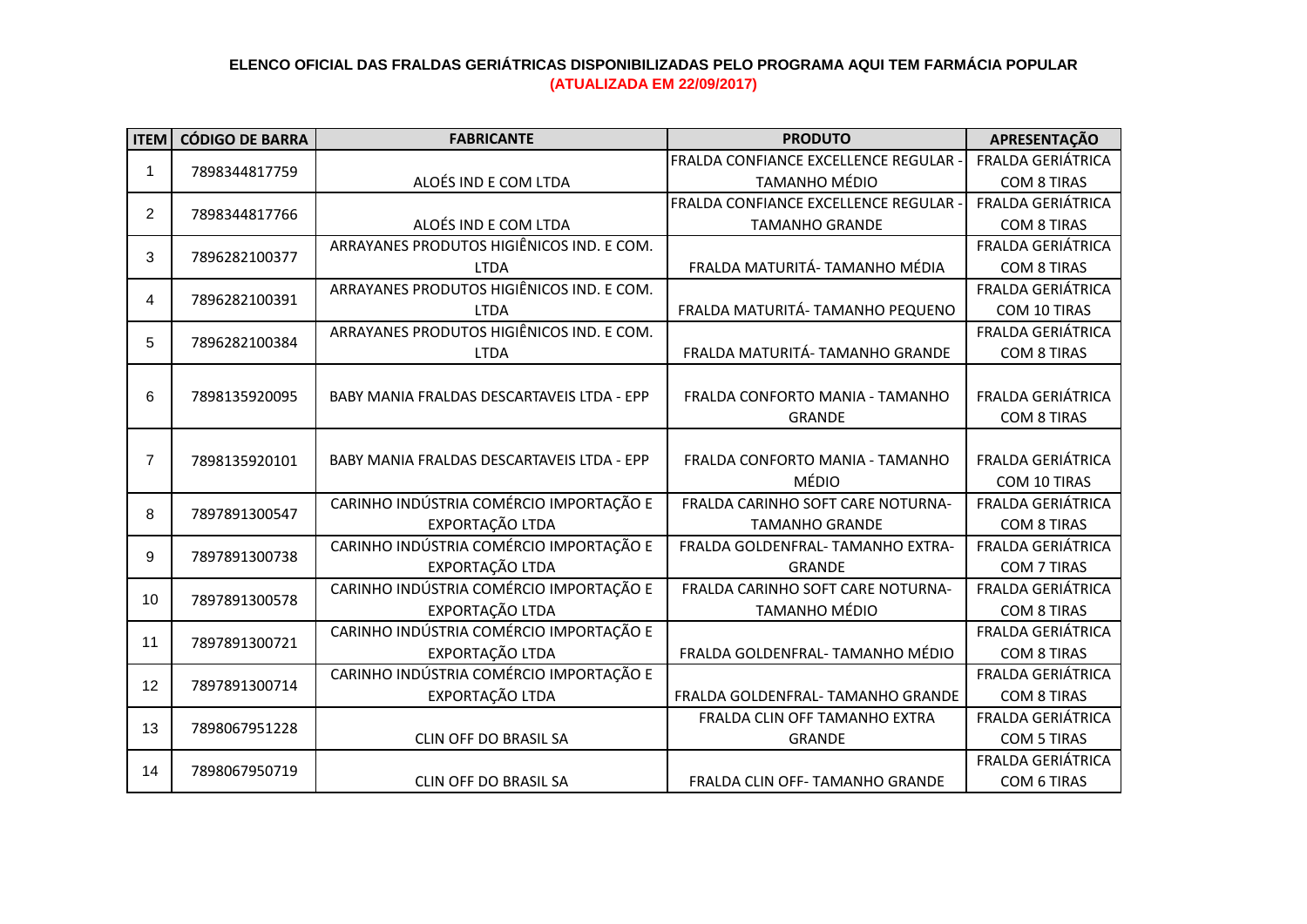**ELENCO OFICIAL DAS FRALDAS GERIÁTRICAS DISPONIBILIZADAS PELO PROGRAMA AQUI TEM FARMÁCIA POPULAR**

**(ATUALIZADA EM 22/09/2017)**

| ITEM | CÓDIGO DE BARRA | FABRICANTE | PRODUTO | APRESENTAÇÃO |
|---|---|---|---|---|
| 1 | 7898344817759 | ALOÉS IND E COM LTDA | FRALDA CONFIANCE EXCELLENCE REGULAR - TAMANHO MÉDIO | FRALDA GERIÁTRICA COM 8 TIRAS |
| 2 | 7898344817766 | ALOÉS IND E COM LTDA | FRALDA CONFIANCE EXCELLENCE REGULAR - TAMANHO GRANDE | FRALDA GERIÁTRICA COM 8 TIRAS |
| 3 | 7896282100377 | ARRAYANES PRODUTOS HIGIÊNICOS IND. E COM. LTDA | FRALDA MATURITÁ- TAMANHO MÉDIA | FRALDA GERIÁTRICA COM 8 TIRAS |
| 4 | 7896282100391 | ARRAYANES PRODUTOS HIGIÊNICOS IND. E COM. LTDA | FRALDA MATURITÁ- TAMANHO PEQUENO | FRALDA GERIÁTRICA COM 10 TIRAS |
| 5 | 7896282100384 | ARRAYANES PRODUTOS HIGIÊNICOS IND. E COM. LTDA | FRALDA MATURITÁ- TAMANHO GRANDE | FRALDA GERIÁTRICA COM 8 TIRAS |
| 6 | 7898135920095 | BABY MANIA FRALDAS DESCARTAVEIS LTDA - EPP | FRALDA CONFORTO MANIA - TAMANHO GRANDE | FRALDA GERIÁTRICA COM 8 TIRAS |
| 7 | 7898135920101 | BABY MANIA FRALDAS DESCARTAVEIS LTDA - EPP | FRALDA CONFORTO MANIA - TAMANHO MÉDIO | FRALDA GERIÁTRICA COM 10 TIRAS |
| 8 | 7897891300547 | CARINHO INDÚSTRIA COMÉRCIO IMPORTAÇÃO E EXPORTAÇÃO LTDA | FRALDA CARINHO SOFT CARE NOTURNA- TAMANHO GRANDE | FRALDA GERIÁTRICA COM 8 TIRAS |
| 9 | 7897891300738 | CARINHO INDÚSTRIA COMÉRCIO IMPORTAÇÃO E EXPORTAÇÃO LTDA | FRALDA GOLDENFRAL- TAMANHO EXTRA-GRANDE | FRALDA GERIÁTRICA COM 7 TIRAS |
| 10 | 7897891300578 | CARINHO INDÚSTRIA COMÉRCIO IMPORTAÇÃO E EXPORTAÇÃO LTDA | FRALDA CARINHO SOFT CARE NOTURNA- TAMANHO MÉDIO | FRALDA GERIÁTRICA COM 8 TIRAS |
| 11 | 7897891300721 | CARINHO INDÚSTRIA COMÉRCIO IMPORTAÇÃO E EXPORTAÇÃO LTDA | FRALDA GOLDENFRAL- TAMANHO MÉDIO | FRALDA GERIÁTRICA COM 8 TIRAS |
| 12 | 7897891300714 | CARINHO INDÚSTRIA COMÉRCIO IMPORTAÇÃO E EXPORTAÇÃO LTDA | FRALDA GOLDENFRAL- TAMANHO GRANDE | FRALDA GERIÁTRICA COM 8 TIRAS |
| 13 | 7898067951228 | CLIN OFF DO BRASIL SA | FRALDA CLIN OFF TAMANHO EXTRA GRANDE | FRALDA GERIÁTRICA COM 5 TIRAS |
| 14 | 7898067950719 | CLIN OFF DO BRASIL SA | FRALDA CLIN OFF- TAMANHO GRANDE | FRALDA GERIÁTRICA COM 6 TIRAS |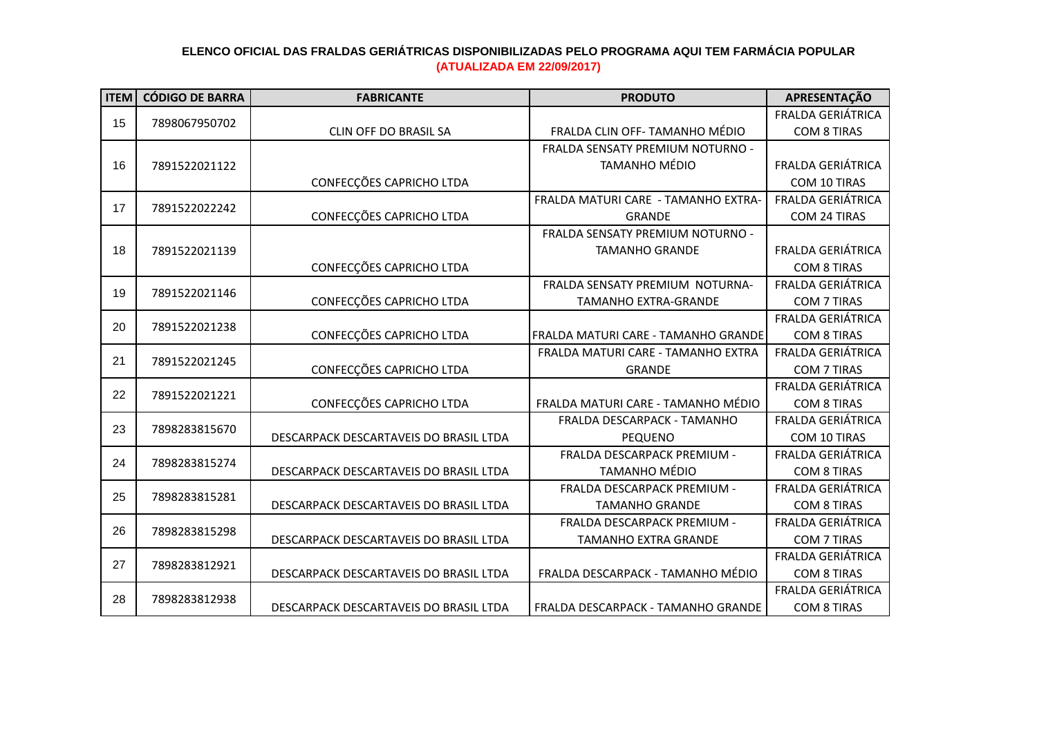**ELENCO OFICIAL DAS FRALDAS GERIÁTRICAS DISPONIBILIZADAS PELO PROGRAMA AQUI TEM FARMÁCIA POPULAR**

**(ATUALIZADA EM 22/09/2017)**

| ITEM | CÓDIGO DE BARRA | FABRICANTE | PRODUTO | APRESENTAÇÃO |
|---|---|---|---|---|
| 15 | 7898067950702 | CLIN OFF DO BRASIL SA | FRALDA CLIN OFF- TAMANHO MÉDIO | FRALDA GERIÁTRICA COM 8 TIRAS |
| 16 | 7891522021122 | CONFECÇÕES CAPRICHO LTDA | FRALDA SENSATY PREMIUM NOTURNO - TAMANHO MÉDIO | FRALDA GERIÁTRICA COM 10 TIRAS |
| 17 | 7891522022242 | CONFECÇÕES CAPRICHO LTDA | FRALDA MATURI CARE - TAMANHO EXTRA-GRANDE | FRALDA GERIÁTRICA COM 24 TIRAS |
| 18 | 7891522021139 | CONFECÇÕES CAPRICHO LTDA | FRALDA SENSATY PREMIUM NOTURNO - TAMANHO GRANDE | FRALDA GERIÁTRICA COM 8 TIRAS |
| 19 | 7891522021146 | CONFECÇÕES CAPRICHO LTDA | FRALDA SENSATY PREMIUM NOTURNA- TAMANHO EXTRA-GRANDE | FRALDA GERIÁTRICA COM 7 TIRAS |
| 20 | 7891522021238 | CONFECÇÕES CAPRICHO LTDA | FRALDA MATURI CARE - TAMANHO GRANDE | FRALDA GERIÁTRICA COM 8 TIRAS |
| 21 | 7891522021245 | CONFECÇÕES CAPRICHO LTDA | FRALDA MATURI CARE - TAMANHO EXTRA GRANDE | FRALDA GERIÁTRICA COM 7 TIRAS |
| 22 | 7891522021221 | CONFECÇÕES CAPRICHO LTDA | FRALDA MATURI CARE - TAMANHO MÉDIO | FRALDA GERIÁTRICA COM 8 TIRAS |
| 23 | 7898283815670 | DESCARPACK DESCARTAVEIS DO BRASIL LTDA | FRALDA DESCARPACK - TAMANHO PEQUENO | FRALDA GERIÁTRICA COM 10 TIRAS |
| 24 | 7898283815274 | DESCARPACK DESCARTAVEIS DO BRASIL LTDA | FRALDA DESCARPACK PREMIUM - TAMANHO MÉDIO | FRALDA GERIÁTRICA COM 8 TIRAS |
| 25 | 7898283815281 | DESCARPACK DESCARTAVEIS DO BRASIL LTDA | FRALDA DESCARPACK PREMIUM - TAMANHO GRANDE | FRALDA GERIÁTRICA COM 8 TIRAS |
| 26 | 7898283815298 | DESCARPACK DESCARTAVEIS DO BRASIL LTDA | FRALDA DESCARPACK PREMIUM - TAMANHO EXTRA GRANDE | FRALDA GERIÁTRICA COM 7 TIRAS |
| 27 | 7898283812921 | DESCARPACK DESCARTAVEIS DO BRASIL LTDA | FRALDA DESCARPACK - TAMANHO MÉDIO | FRALDA GERIÁTRICA COM 8 TIRAS |
| 28 | 7898283812938 | DESCARPACK DESCARTAVEIS DO BRASIL LTDA | FRALDA DESCARPACK - TAMANHO GRANDE | FRALDA GERIÁTRICA COM 8 TIRAS |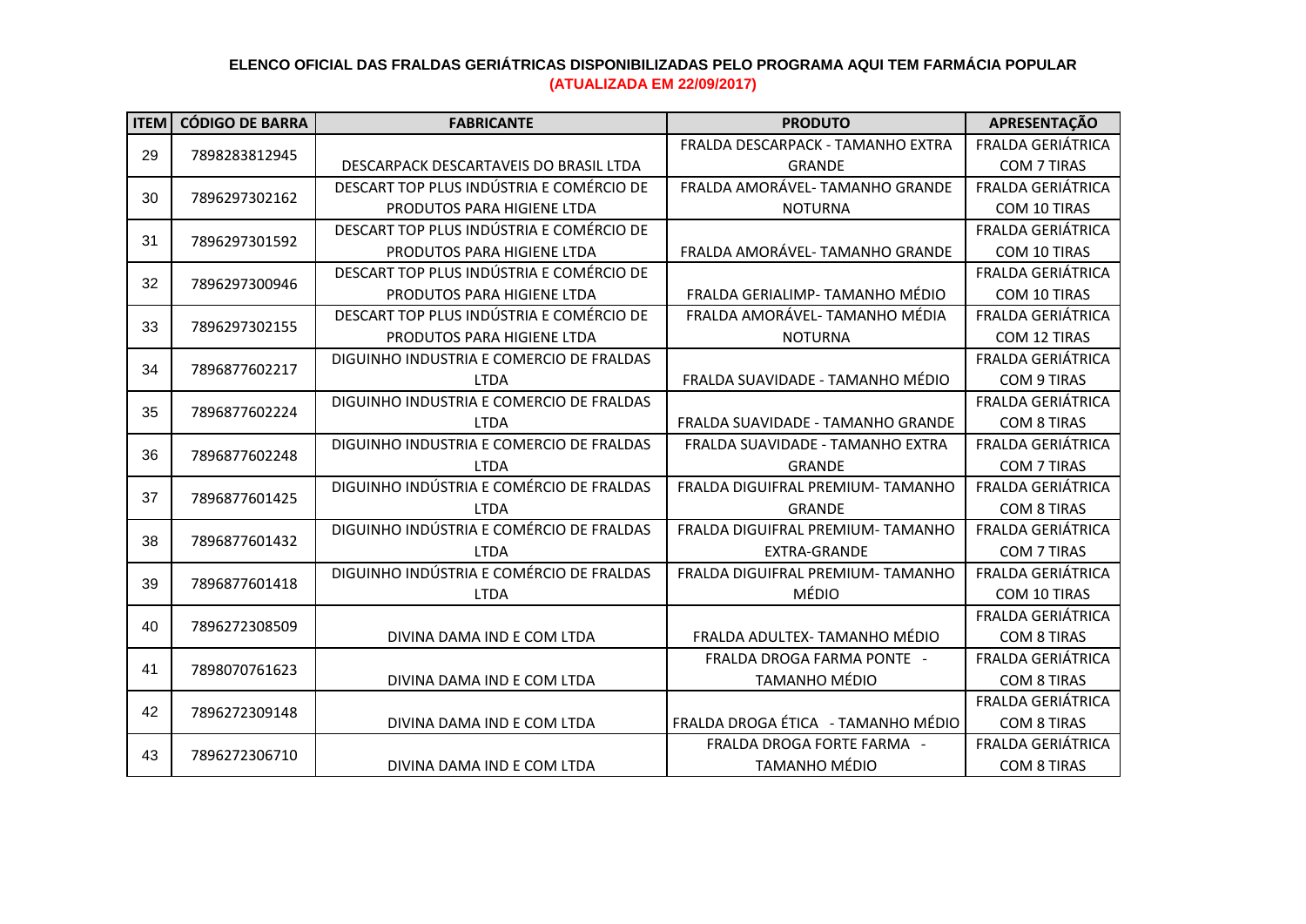**ELENCO OFICIAL DAS FRALDAS GERIÁTRICAS DISPONIBILIZADAS PELO PROGRAMA AQUI TEM FARMÁCIA POPULAR**

**(ATUALIZADA EM 22/09/2017)**

| ITEM | CÓDIGO DE BARRA | FABRICANTE | PRODUTO | APRESENTAÇÃO |
|---|---|---|---|---|
| 29 | 7898283812945 | DESCARPACK DESCARTAVEIS DO BRASIL LTDA | FRALDA DESCARPACK - TAMANHO EXTRA GRANDE | FRALDA GERIÁTRICA COM 7 TIRAS |
| 30 | 7896297302162 | DESCART TOP PLUS INDÚSTRIA E COMÉRCIO DE PRODUTOS PARA HIGIENE LTDA | FRALDA AMORÁVEL- TAMANHO GRANDE NOTURNA | FRALDA GERIÁTRICA COM 10 TIRAS |
| 31 | 7896297301592 | DESCART TOP PLUS INDÚSTRIA E COMÉRCIO DE PRODUTOS PARA HIGIENE LTDA | FRALDA AMORÁVEL- TAMANHO GRANDE | FRALDA GERIÁTRICA COM 10 TIRAS |
| 32 | 7896297300946 | DESCART TOP PLUS INDÚSTRIA E COMÉRCIO DE PRODUTOS PARA HIGIENE LTDA | FRALDA GERIALIMP- TAMANHO MÉDIO | FRALDA GERIÁTRICA COM 10 TIRAS |
| 33 | 7896297302155 | DESCART TOP PLUS INDÚSTRIA E COMÉRCIO DE PRODUTOS PARA HIGIENE LTDA | FRALDA AMORÁVEL- TAMANHO MÉDIA NOTURNA | FRALDA GERIÁTRICA COM 12 TIRAS |
| 34 | 7896877602217 | DIGUINHO INDUSTRIA E COMERCIO DE FRALDAS LTDA | FRALDA SUAVIDADE - TAMANHO MÉDIO | FRALDA GERIÁTRICA COM 9 TIRAS |
| 35 | 7896877602224 | DIGUINHO INDUSTRIA E COMERCIO DE FRALDAS LTDA | FRALDA SUAVIDADE - TAMANHO GRANDE | FRALDA GERIÁTRICA COM 8 TIRAS |
| 36 | 7896877602248 | DIGUINHO INDUSTRIA E COMERCIO DE FRALDAS LTDA | FRALDA SUAVIDADE - TAMANHO EXTRA GRANDE | FRALDA GERIÁTRICA COM 7 TIRAS |
| 37 | 7896877601425 | DIGUINHO INDÚSTRIA E COMÉRCIO DE FRALDAS LTDA | FRALDA DIGUIFRAL PREMIUM- TAMANHO GRANDE | FRALDA GERIÁTRICA COM 8 TIRAS |
| 38 | 7896877601432 | DIGUINHO INDÚSTRIA E COMÉRCIO DE FRALDAS LTDA | FRALDA DIGUIFRAL PREMIUM- TAMANHO EXTRA-GRANDE | FRALDA GERIÁTRICA COM 7 TIRAS |
| 39 | 7896877601418 | DIGUINHO INDÚSTRIA E COMÉRCIO DE FRALDAS LTDA | FRALDA DIGUIFRAL PREMIUM- TAMANHO MÉDIO | FRALDA GERIÁTRICA COM 10 TIRAS |
| 40 | 7896272308509 | DIVINA DAMA IND E COM LTDA | FRALDA ADULTEX- TAMANHO MÉDIO | FRALDA GERIÁTRICA COM 8 TIRAS |
| 41 | 7898070761623 | DIVINA DAMA IND E COM LTDA | FRALDA DROGA FARMA PONTE - TAMANHO MÉDIO | FRALDA GERIÁTRICA COM 8 TIRAS |
| 42 | 7896272309148 | DIVINA DAMA IND E COM LTDA | FRALDA DROGA ÉTICA - TAMANHO MÉDIO | FRALDA GERIÁTRICA COM 8 TIRAS |
| 43 | 7896272306710 | DIVINA DAMA IND E COM LTDA | FRALDA DROGA FORTE FARMA - TAMANHO MÉDIO | FRALDA GERIÁTRICA COM 8 TIRAS |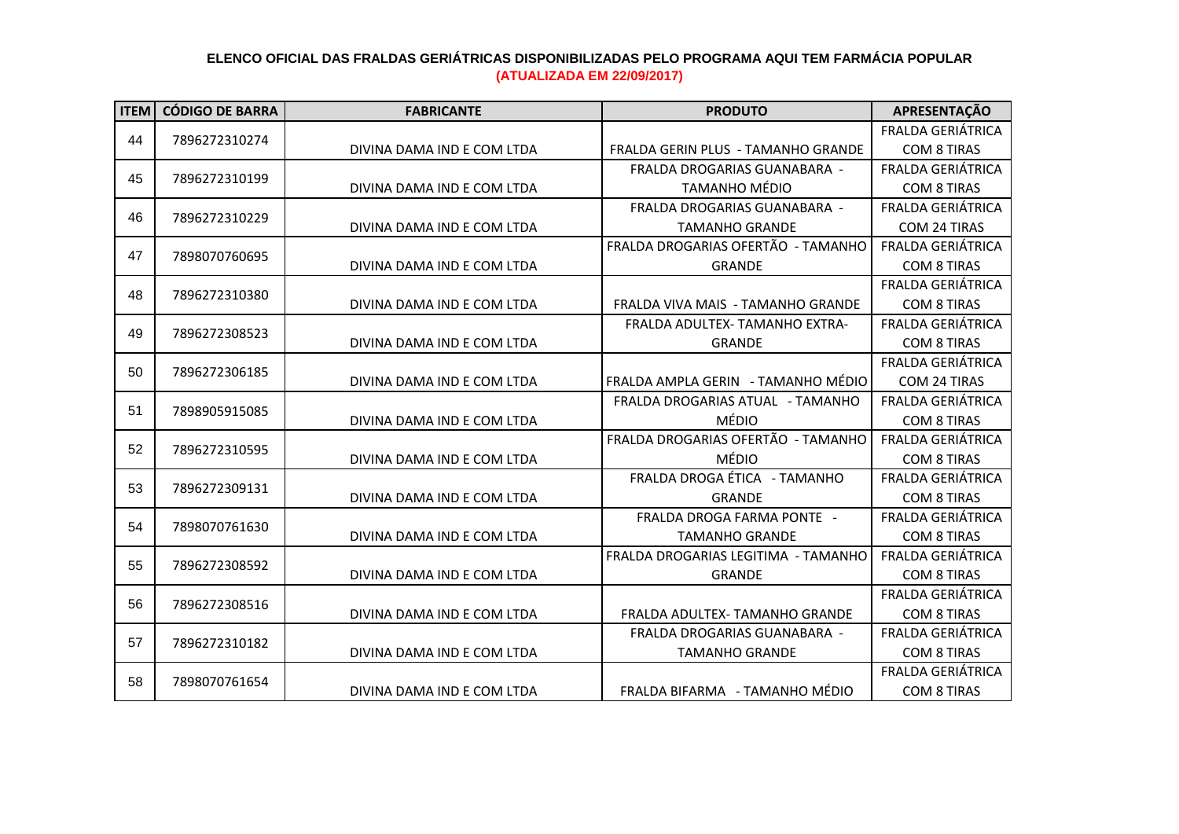**ELENCO OFICIAL DAS FRALDAS GERIÁTRICAS DISPONIBILIZADAS PELO PROGRAMA AQUI TEM FARMÁCIA POPULAR**

**(ATUALIZADA EM 22/09/2017)**

| ITEM | CÓDIGO DE BARRA | FABRICANTE | PRODUTO | APRESENTAÇÃO |
|---|---|---|---|---|
| 44 | 7896272310274 | DIVINA DAMA IND E COM LTDA | FRALDA GERIN PLUS - TAMANHO GRANDE | FRALDA GERIÁTRICA COM 8 TIRAS |
| 45 | 7896272310199 | DIVINA DAMA IND E COM LTDA | FRALDA DROGARIAS GUANABARA - TAMANHO MÉDIO | FRALDA GERIÁTRICA COM 8 TIRAS |
| 46 | 7896272310229 | DIVINA DAMA IND E COM LTDA | FRALDA DROGARIAS GUANABARA - TAMANHO GRANDE | FRALDA GERIÁTRICA COM 24 TIRAS |
| 47 | 7898070760695 | DIVINA DAMA IND E COM LTDA | FRALDA DROGARIAS OFERTÃO - TAMANHO GRANDE | FRALDA GERIÁTRICA COM 8 TIRAS |
| 48 | 7896272310380 | DIVINA DAMA IND E COM LTDA | FRALDA VIVA MAIS - TAMANHO GRANDE | FRALDA GERIÁTRICA COM 8 TIRAS |
| 49 | 7896272308523 | DIVINA DAMA IND E COM LTDA | FRALDA ADULTEX- TAMANHO EXTRA-GRANDE | FRALDA GERIÁTRICA COM 8 TIRAS |
| 50 | 7896272306185 | DIVINA DAMA IND E COM LTDA | FRALDA AMPLA GERIN - TAMANHO MÉDIO | FRALDA GERIÁTRICA COM 24 TIRAS |
| 51 | 7898905915085 | DIVINA DAMA IND E COM LTDA | FRALDA DROGARIAS ATUAL - TAMANHO MÉDIO | FRALDA GERIÁTRICA COM 8 TIRAS |
| 52 | 7896272310595 | DIVINA DAMA IND E COM LTDA | FRALDA DROGARIAS OFERTÃO - TAMANHO MÉDIO | FRALDA GERIÁTRICA COM 8 TIRAS |
| 53 | 7896272309131 | DIVINA DAMA IND E COM LTDA | FRALDA DROGA ÉTICA - TAMANHO GRANDE | FRALDA GERIÁTRICA COM 8 TIRAS |
| 54 | 7898070761630 | DIVINA DAMA IND E COM LTDA | FRALDA DROGA FARMA PONTE - TAMANHO GRANDE | FRALDA GERIÁTRICA COM 8 TIRAS |
| 55 | 7896272308592 | DIVINA DAMA IND E COM LTDA | FRALDA DROGARIAS LEGITIMA - TAMANHO GRANDE | FRALDA GERIÁTRICA COM 8 TIRAS |
| 56 | 7896272308516 | DIVINA DAMA IND E COM LTDA | FRALDA ADULTEX- TAMANHO GRANDE | FRALDA GERIÁTRICA COM 8 TIRAS |
| 57 | 7896272310182 | DIVINA DAMA IND E COM LTDA | FRALDA DROGARIAS GUANABARA - TAMANHO GRANDE | FRALDA GERIÁTRICA COM 8 TIRAS |
| 58 | 7898070761654 | DIVINA DAMA IND E COM LTDA | FRALDA BIFARMA - TAMANHO MÉDIO | FRALDA GERIÁTRICA COM 8 TIRAS |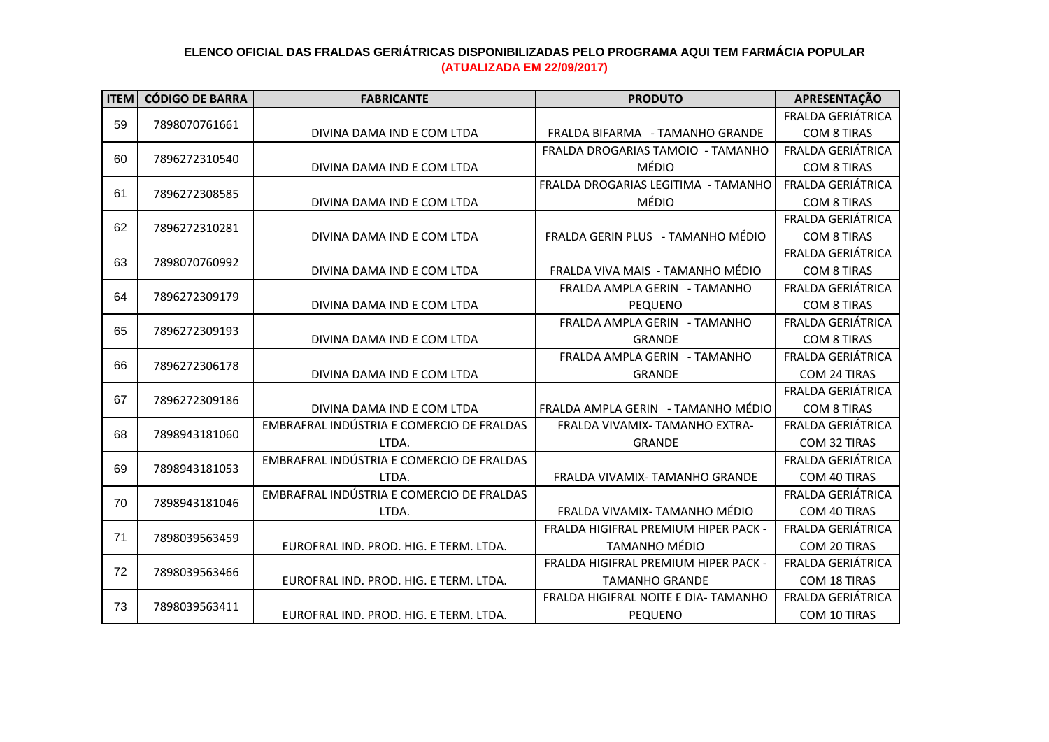**ELENCO OFICIAL DAS FRALDAS GERIÁTRICAS DISPONIBILIZADAS PELO PROGRAMA AQUI TEM FARMÁCIA POPULAR**

**(ATUALIZADA EM 22/09/2017)**

| ITEM | CÓDIGO DE BARRA | FABRICANTE | PRODUTO | APRESENTAÇÃO |
|---|---|---|---|---|
| 59 | 7898070761661 | DIVINA DAMA IND E COM LTDA | FRALDA BIFARMA - TAMANHO GRANDE | FRALDA GERIÁTRICA COM 8 TIRAS |
| 60 | 7896272310540 | DIVINA DAMA IND E COM LTDA | FRALDA DROGARIAS TAMOIO - TAMANHO MÉDIO | FRALDA GERIÁTRICA COM 8 TIRAS |
| 61 | 7896272308585 | DIVINA DAMA IND E COM LTDA | FRALDA DROGARIAS LEGITIMA - TAMANHO MÉDIO | FRALDA GERIÁTRICA COM 8 TIRAS |
| 62 | 7896272310281 | DIVINA DAMA IND E COM LTDA | FRALDA GERIN PLUS - TAMANHO MÉDIO | FRALDA GERIÁTRICA COM 8 TIRAS |
| 63 | 7898070760992 | DIVINA DAMA IND E COM LTDA | FRALDA VIVA MAIS - TAMANHO MÉDIO | FRALDA GERIÁTRICA COM 8 TIRAS |
| 64 | 7896272309179 | DIVINA DAMA IND E COM LTDA | FRALDA AMPLA GERIN - TAMANHO PEQUENO | FRALDA GERIÁTRICA COM 8 TIRAS |
| 65 | 7896272309193 | DIVINA DAMA IND E COM LTDA | FRALDA AMPLA GERIN - TAMANHO GRANDE | FRALDA GERIÁTRICA COM 8 TIRAS |
| 66 | 7896272306178 | DIVINA DAMA IND E COM LTDA | FRALDA AMPLA GERIN - TAMANHO GRANDE | FRALDA GERIÁTRICA COM 24 TIRAS |
| 67 | 7896272309186 | DIVINA DAMA IND E COM LTDA | FRALDA AMPLA GERIN - TAMANHO MÉDIO | FRALDA GERIÁTRICA COM 8 TIRAS |
| 68 | 7898943181060 | EMBRAFRAL INDÚSTRIA E COMERCIO DE FRALDAS LTDA. | FRALDA VIVAMIX- TAMANHO EXTRA-GRANDE | FRALDA GERIÁTRICA COM 32 TIRAS |
| 69 | 7898943181053 | EMBRAFRAL INDÚSTRIA E COMERCIO DE FRALDAS LTDA. | FRALDA VIVAMIX- TAMANHO GRANDE | FRALDA GERIÁTRICA COM 40 TIRAS |
| 70 | 7898943181046 | EMBRAFRAL INDÚSTRIA E COMERCIO DE FRALDAS LTDA. | FRALDA VIVAMIX- TAMANHO MÉDIO | FRALDA GERIÁTRICA COM 40 TIRAS |
| 71 | 7898039563459 | EUROFRAL IND. PROD. HIG. E TERM. LTDA. | FRALDA HIGIFRAL PREMIUM HIPER PACK - TAMANHO MÉDIO | FRALDA GERIÁTRICA COM 20 TIRAS |
| 72 | 7898039563466 | EUROFRAL IND. PROD. HIG. E TERM. LTDA. | FRALDA HIGIFRAL PREMIUM HIPER PACK - TAMANHO GRANDE | FRALDA GERIÁTRICA COM 18 TIRAS |
| 73 | 7898039563411 | EUROFRAL IND. PROD. HIG. E TERM. LTDA. | FRALDA HIGIFRAL NOITE E DIA- TAMANHO PEQUENO | FRALDA GERIÁTRICA COM 10 TIRAS |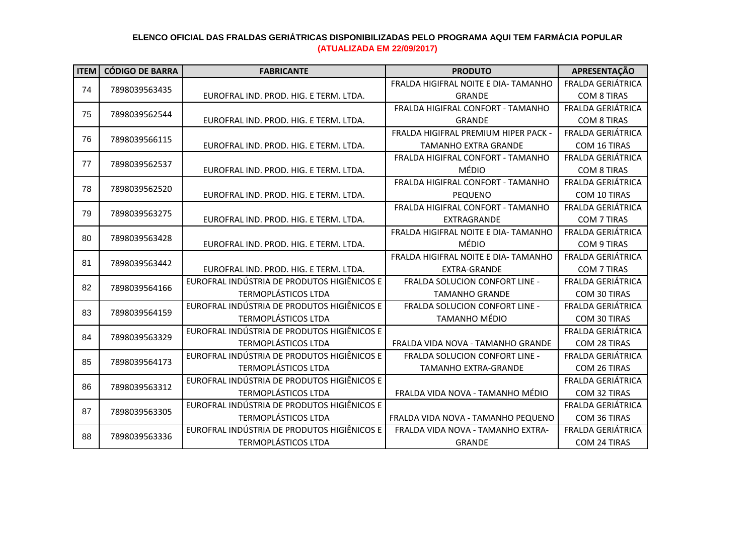**ELENCO OFICIAL DAS FRALDAS GERIÁTRICAS DISPONIBILIZADAS PELO PROGRAMA AQUI TEM FARMÁCIA POPULAR**

**(ATUALIZADA EM 22/09/2017)**

| ITEM | CÓDIGO DE BARRA | FABRICANTE | PRODUTO | APRESENTAÇÃO |
|---|---|---|---|---|
| 74 | 7898039563435 | EUROFRAL IND. PROD. HIG. E TERM. LTDA. | FRALDA HIGIFRAL NOITE E DIA- TAMANHO GRANDE | FRALDA GERIÁTRICA COM 8 TIRAS |
| 75 | 7898039562544 | EUROFRAL IND. PROD. HIG. E TERM. LTDA. | FRALDA HIGIFRAL CONFORT - TAMANHO GRANDE | FRALDA GERIÁTRICA COM 8 TIRAS |
| 76 | 7898039566115 | EUROFRAL IND. PROD. HIG. E TERM. LTDA. | FRALDA HIGIFRAL PREMIUM HIPER PACK - TAMANHO EXTRA GRANDE | FRALDA GERIÁTRICA COM 16 TIRAS |
| 77 | 7898039562537 | EUROFRAL IND. PROD. HIG. E TERM. LTDA. | FRALDA HIGIFRAL CONFORT - TAMANHO MÉDIO | FRALDA GERIÁTRICA COM 8 TIRAS |
| 78 | 7898039562520 | EUROFRAL IND. PROD. HIG. E TERM. LTDA. | FRALDA HIGIFRAL CONFORT - TAMANHO PEQUENO | FRALDA GERIÁTRICA COM 10 TIRAS |
| 79 | 7898039563275 | EUROFRAL IND. PROD. HIG. E TERM. LTDA. | FRALDA HIGIFRAL CONFORT - TAMANHO EXTRAGRANDE | FRALDA GERIÁTRICA COM 7 TIRAS |
| 80 | 7898039563428 | EUROFRAL IND. PROD. HIG. E TERM. LTDA. | FRALDA HIGIFRAL NOITE E DIA- TAMANHO MÉDIO | FRALDA GERIÁTRICA COM 9 TIRAS |
| 81 | 7898039563442 | EUROFRAL IND. PROD. HIG. E TERM. LTDA. | FRALDA HIGIFRAL NOITE E DIA- TAMANHO EXTRA-GRANDE | FRALDA GERIÁTRICA COM 7 TIRAS |
| 82 | 7898039564166 | EUROFRAL INDÚSTRIA DE PRODUTOS HIGIÊNICOS E TERMOPLÁSTICOS LTDA | FRALDA SOLUCION CONFORT LINE - TAMANHO GRANDE | FRALDA GERIÁTRICA COM 30 TIRAS |
| 83 | 7898039564159 | EUROFRAL INDÚSTRIA DE PRODUTOS HIGIÊNICOS E TERMOPLÁSTICOS LTDA | FRALDA SOLUCION CONFORT LINE - TAMANHO MÉDIO | FRALDA GERIÁTRICA COM 30 TIRAS |
| 84 | 7898039563329 | EUROFRAL INDÚSTRIA DE PRODUTOS HIGIÊNICOS E TERMOPLÁSTICOS LTDA | FRALDA VIDA NOVA - TAMANHO GRANDE | FRALDA GERIÁTRICA COM 28 TIRAS |
| 85 | 7898039564173 | EUROFRAL INDÚSTRIA DE PRODUTOS HIGIÊNICOS E TERMOPLÁSTICOS LTDA | FRALDA SOLUCION CONFORT LINE - TAMANHO EXTRA-GRANDE | FRALDA GERIÁTRICA COM 26 TIRAS |
| 86 | 7898039563312 | EUROFRAL INDÚSTRIA DE PRODUTOS HIGIÊNICOS E TERMOPLÁSTICOS LTDA | FRALDA VIDA NOVA - TAMANHO MÉDIO | FRALDA GERIÁTRICA COM 32 TIRAS |
| 87 | 7898039563305 | EUROFRAL INDÚSTRIA DE PRODUTOS HIGIÊNICOS E TERMOPLÁSTICOS LTDA | FRALDA VIDA NOVA - TAMANHO PEQUENO | FRALDA GERIÁTRICA COM 36 TIRAS |
| 88 | 7898039563336 | EUROFRAL INDÚSTRIA DE PRODUTOS HIGIÊNICOS E TERMOPLÁSTICOS LTDA | FRALDA VIDA NOVA - TAMANHO EXTRA-GRANDE | FRALDA GERIÁTRICA COM 24 TIRAS |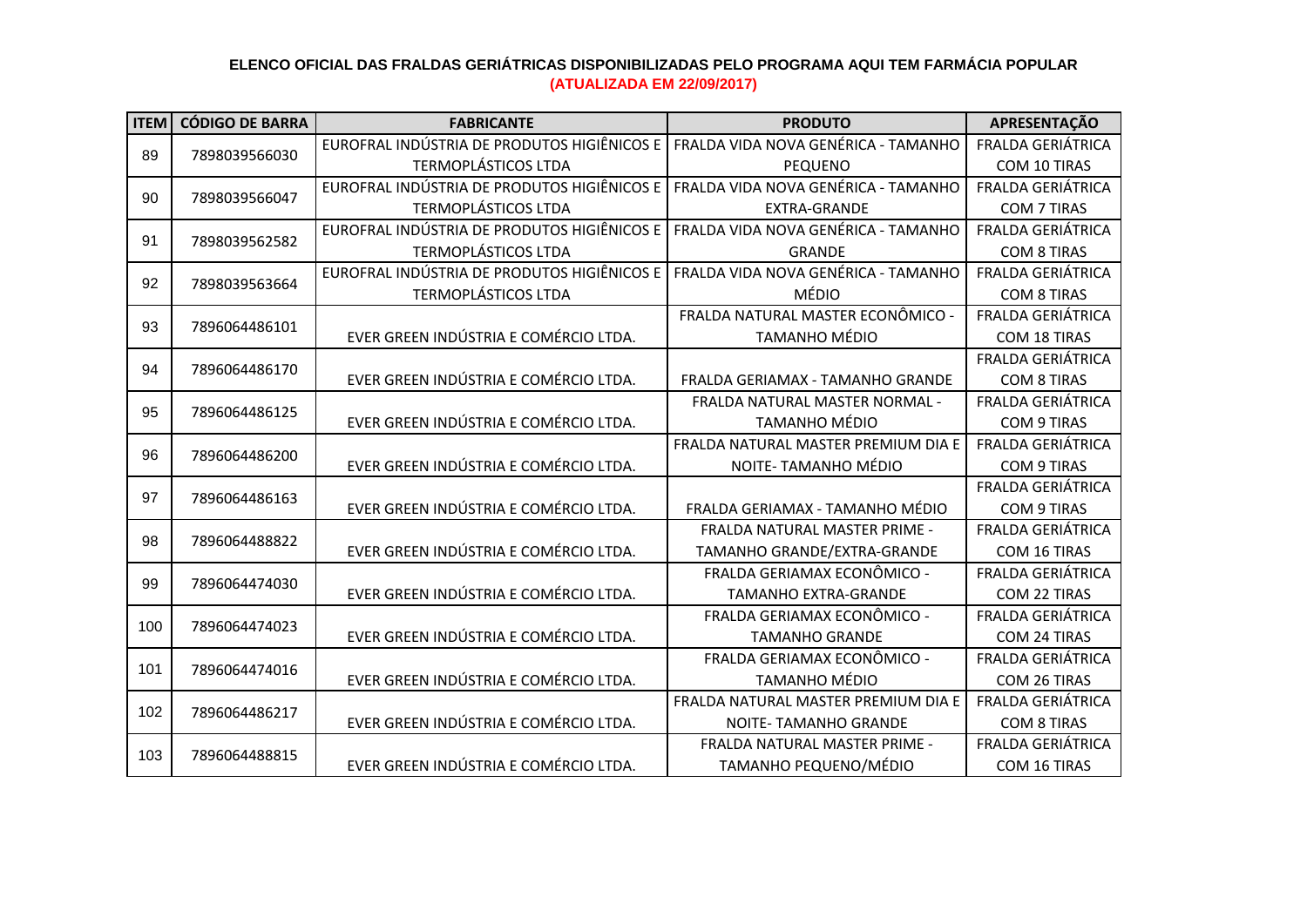**ELENCO OFICIAL DAS FRALDAS GERIÁTRICAS DISPONIBILIZADAS PELO PROGRAMA AQUI TEM FARMÁCIA POPULAR**

**(ATUALIZADA EM 22/09/2017)**

| ITEM | CÓDIGO DE BARRA | FABRICANTE | PRODUTO | APRESENTAÇÃO |
|---|---|---|---|---|
| 89 | 7898039566030 | EUROFRAL INDÚSTRIA DE PRODUTOS HIGIÊNICOS E TERMOPLÁSTICOS LTDA | FRALDA VIDA NOVA GENÉRICA - TAMANHO PEQUENO | FRALDA GERIÁTRICA COM 10 TIRAS |
| 90 | 7898039566047 | EUROFRAL INDÚSTRIA DE PRODUTOS HIGIÊNICOS E TERMOPLÁSTICOS LTDA | FRALDA VIDA NOVA GENÉRICA - TAMANHO EXTRA-GRANDE | FRALDA GERIÁTRICA COM 7 TIRAS |
| 91 | 7898039562582 | EUROFRAL INDÚSTRIA DE PRODUTOS HIGIÊNICOS E TERMOPLÁSTICOS LTDA | FRALDA VIDA NOVA GENÉRICA - TAMANHO GRANDE | FRALDA GERIÁTRICA COM 8 TIRAS |
| 92 | 7898039563664 | EUROFRAL INDÚSTRIA DE PRODUTOS HIGIÊNICOS E TERMOPLÁSTICOS LTDA | FRALDA VIDA NOVA GENÉRICA - TAMANHO MÉDIO | FRALDA GERIÁTRICA COM 8 TIRAS |
| 93 | 7896064486101 | EVER GREEN INDÚSTRIA E COMÉRCIO LTDA. | FRALDA NATURAL MASTER ECONÔMICO - TAMANHO MÉDIO | FRALDA GERIÁTRICA COM 18 TIRAS |
| 94 | 7896064486170 | EVER GREEN INDÚSTRIA E COMÉRCIO LTDA. | FRALDA GERIAMAX - TAMANHO GRANDE | FRALDA GERIÁTRICA COM 8 TIRAS |
| 95 | 7896064486125 | EVER GREEN INDÚSTRIA E COMÉRCIO LTDA. | FRALDA NATURAL MASTER NORMAL - TAMANHO MÉDIO | FRALDA GERIÁTRICA COM 9 TIRAS |
| 96 | 7896064486200 | EVER GREEN INDÚSTRIA E COMÉRCIO LTDA. | FRALDA NATURAL MASTER PREMIUM DIA E NOITE- TAMANHO MÉDIO | FRALDA GERIÁTRICA COM 9 TIRAS |
| 97 | 7896064486163 | EVER GREEN INDÚSTRIA E COMÉRCIO LTDA. | FRALDA GERIAMAX - TAMANHO MÉDIO | FRALDA GERIÁTRICA COM 9 TIRAS |
| 98 | 7896064488822 | EVER GREEN INDÚSTRIA E COMÉRCIO LTDA. | FRALDA NATURAL MASTER PRIME - TAMANHO GRANDE/EXTRA-GRANDE | FRALDA GERIÁTRICA COM 16 TIRAS |
| 99 | 7896064474030 | EVER GREEN INDÚSTRIA E COMÉRCIO LTDA. | FRALDA GERIAMAX ECONÔMICO - TAMANHO EXTRA-GRANDE | FRALDA GERIÁTRICA COM 22 TIRAS |
| 100 | 7896064474023 | EVER GREEN INDÚSTRIA E COMÉRCIO LTDA. | FRALDA GERIAMAX ECONÔMICO - TAMANHO GRANDE | FRALDA GERIÁTRICA COM 24 TIRAS |
| 101 | 7896064474016 | EVER GREEN INDÚSTRIA E COMÉRCIO LTDA. | FRALDA GERIAMAX ECONÔMICO - TAMANHO MÉDIO | FRALDA GERIÁTRICA COM 26 TIRAS |
| 102 | 7896064486217 | EVER GREEN INDÚSTRIA E COMÉRCIO LTDA. | FRALDA NATURAL MASTER PREMIUM DIA E NOITE- TAMANHO GRANDE | FRALDA GERIÁTRICA COM 8 TIRAS |
| 103 | 7896064488815 | EVER GREEN INDÚSTRIA E COMÉRCIO LTDA. | FRALDA NATURAL MASTER PRIME - TAMANHO PEQUENO/MÉDIO | FRALDA GERIÁTRICA COM 16 TIRAS |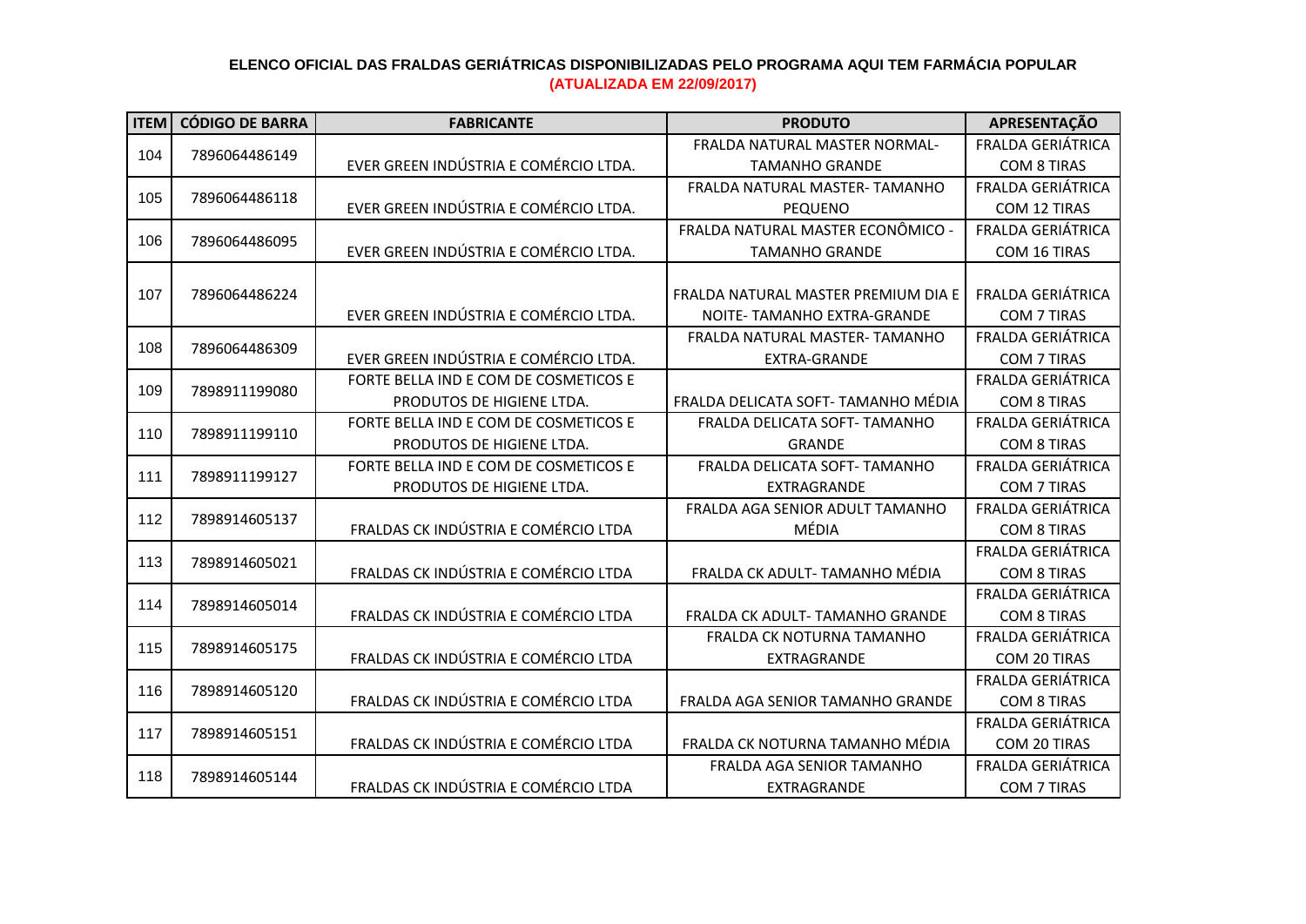**ELENCO OFICIAL DAS FRALDAS GERIÁTRICAS DISPONIBILIZADAS PELO PROGRAMA AQUI TEM FARMÁCIA POPULAR**

**(ATUALIZADA EM 22/09/2017)**

| ITEM | CÓDIGO DE BARRA | FABRICANTE | PRODUTO | APRESENTAÇÃO |
|---|---|---|---|---|
| 104 | 7896064486149 | EVER GREEN INDÚSTRIA E COMÉRCIO LTDA. | FRALDA NATURAL MASTER NORMAL- TAMANHO GRANDE | FRALDA GERIÁTRICA COM 8 TIRAS |
| 105 | 7896064486118 | EVER GREEN INDÚSTRIA E COMÉRCIO LTDA. | FRALDA NATURAL MASTER- TAMANHO PEQUENO | FRALDA GERIÁTRICA COM 12 TIRAS |
| 106 | 7896064486095 | EVER GREEN INDÚSTRIA E COMÉRCIO LTDA. | FRALDA NATURAL MASTER ECONÔMICO - TAMANHO GRANDE | FRALDA GERIÁTRICA COM 16 TIRAS |
| 107 | 7896064486224 | EVER GREEN INDÚSTRIA E COMÉRCIO LTDA. | FRALDA NATURAL MASTER PREMIUM DIA E NOITE- TAMANHO EXTRA-GRANDE | FRALDA GERIÁTRICA COM 7 TIRAS |
| 108 | 7896064486309 | EVER GREEN INDÚSTRIA E COMÉRCIO LTDA. | FRALDA NATURAL MASTER- TAMANHO EXTRA-GRANDE | FRALDA GERIÁTRICA COM 7 TIRAS |
| 109 | 7898911199080 | FORTE BELLA IND E COM DE COSMETICOS E PRODUTOS DE HIGIENE LTDA. | FRALDA DELICATA SOFT- TAMANHO MÉDIA | FRALDA GERIÁTRICA COM 8 TIRAS |
| 110 | 7898911199110 | FORTE BELLA IND E COM DE COSMETICOS E PRODUTOS DE HIGIENE LTDA. | FRALDA DELICATA SOFT- TAMANHO GRANDE | FRALDA GERIÁTRICA COM 8 TIRAS |
| 111 | 7898911199127 | FORTE BELLA IND E COM DE COSMETICOS E PRODUTOS DE HIGIENE LTDA. | FRALDA DELICATA SOFT- TAMANHO EXTRAGRANDE | FRALDA GERIÁTRICA COM 7 TIRAS |
| 112 | 7898914605137 | FRALDAS CK INDÚSTRIA E COMÉRCIO LTDA | FRALDA AGA SENIOR ADULT TAMANHO MÉDIA | FRALDA GERIÁTRICA COM 8 TIRAS |
| 113 | 7898914605021 | FRALDAS CK INDÚSTRIA E COMÉRCIO LTDA | FRALDA CK ADULT- TAMANHO MÉDIA | FRALDA GERIÁTRICA COM 8 TIRAS |
| 114 | 7898914605014 | FRALDAS CK INDÚSTRIA E COMÉRCIO LTDA | FRALDA CK ADULT- TAMANHO GRANDE | FRALDA GERIÁTRICA COM 8 TIRAS |
| 115 | 7898914605175 | FRALDAS CK INDÚSTRIA E COMÉRCIO LTDA | FRALDA CK NOTURNA TAMANHO EXTRAGRANDE | FRALDA GERIÁTRICA COM 20 TIRAS |
| 116 | 7898914605120 | FRALDAS CK INDÚSTRIA E COMÉRCIO LTDA | FRALDA AGA SENIOR TAMANHO GRANDE | FRALDA GERIÁTRICA COM 8 TIRAS |
| 117 | 7898914605151 | FRALDAS CK INDÚSTRIA E COMÉRCIO LTDA | FRALDA CK NOTURNA TAMANHO MÉDIA | FRALDA GERIÁTRICA COM 20 TIRAS |
| 118 | 7898914605144 | FRALDAS CK INDÚSTRIA E COMÉRCIO LTDA | FRALDA AGA SENIOR TAMANHO EXTRAGRANDE | FRALDA GERIÁTRICA COM 7 TIRAS |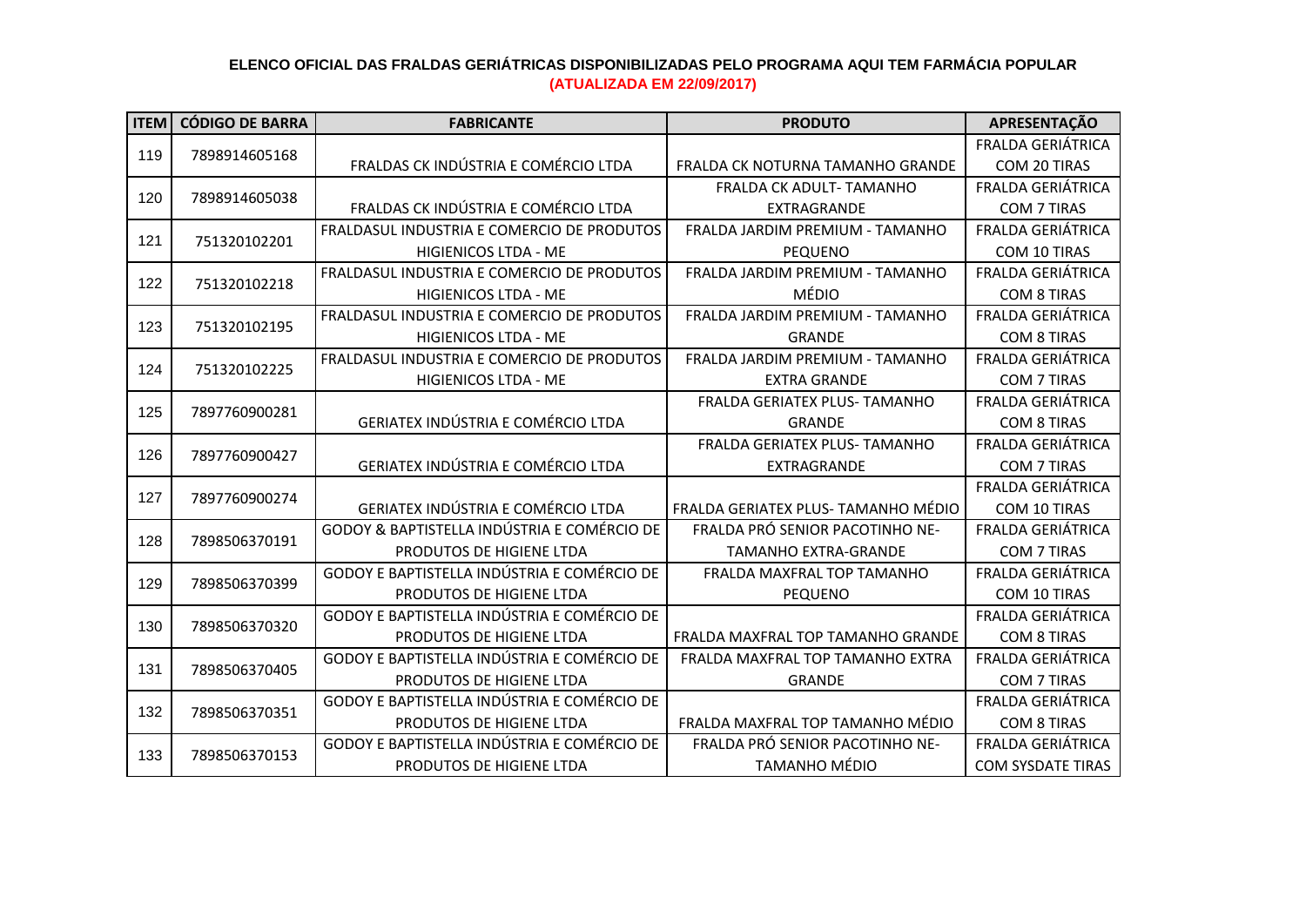**ELENCO OFICIAL DAS FRALDAS GERIÁTRICAS DISPONIBILIZADAS PELO PROGRAMA AQUI TEM FARMÁCIA POPULAR**
**(ATUALIZADA EM 22/09/2017)**

| ITEM | CÓDIGO DE BARRA | FABRICANTE | PRODUTO | APRESENTAÇÃO |
|---|---|---|---|---|
| 119 | 7898914605168 | FRALDAS CK INDÚSTRIA E COMÉRCIO LTDA | FRALDA CK NOTURNA TAMANHO GRANDE | FRALDA GERIÁTRICA COM 20 TIRAS |
| 120 | 7898914605038 | FRALDAS CK INDÚSTRIA E COMÉRCIO LTDA | FRALDA CK ADULT- TAMANHO EXTRAGRANDE | FRALDA GERIÁTRICA COM 7 TIRAS |
| 121 | 751320102201 | FRALDASUL INDUSTRIA E COMERCIO DE PRODUTOS HIGIENICOS LTDA - ME | FRALDA JARDIM PREMIUM - TAMANHO PEQUENO | FRALDA GERIÁTRICA COM 10 TIRAS |
| 122 | 751320102218 | FRALDASUL INDUSTRIA E COMERCIO DE PRODUTOS HIGIENICOS LTDA - ME | FRALDA JARDIM PREMIUM - TAMANHO MÉDIO | FRALDA GERIÁTRICA COM 8 TIRAS |
| 123 | 751320102195 | FRALDASUL INDUSTRIA E COMERCIO DE PRODUTOS HIGIENICOS LTDA - ME | FRALDA JARDIM PREMIUM - TAMANHO GRANDE | FRALDA GERIÁTRICA COM 8 TIRAS |
| 124 | 751320102225 | FRALDASUL INDUSTRIA E COMERCIO DE PRODUTOS HIGIENICOS LTDA - ME | FRALDA JARDIM PREMIUM - TAMANHO EXTRA GRANDE | FRALDA GERIÁTRICA COM 7 TIRAS |
| 125 | 7897760900281 | GERIATEX INDÚSTRIA E COMÉRCIO LTDA | FRALDA GERIATEX PLUS- TAMANHO GRANDE | FRALDA GERIÁTRICA COM 8 TIRAS |
| 126 | 7897760900427 | GERIATEX INDÚSTRIA E COMÉRCIO LTDA | FRALDA GERIATEX PLUS- TAMANHO EXTRAGRANDE | FRALDA GERIÁTRICA COM 7 TIRAS |
| 127 | 7897760900274 | GERIATEX INDÚSTRIA E COMÉRCIO LTDA | FRALDA GERIATEX PLUS- TAMANHO MÉDIO | FRALDA GERIÁTRICA COM 10 TIRAS |
| 128 | 7898506370191 | GODOY & BAPTISTELLA INDÚSTRIA E COMÉRCIO DE PRODUTOS DE HIGIENE LTDA | FRALDA PRÓ SENIOR PACOTINHO NE- TAMANHO EXTRA-GRANDE | FRALDA GERIÁTRICA COM 7 TIRAS |
| 129 | 7898506370399 | GODOY E BAPTISTELLA INDÚSTRIA E COMÉRCIO DE PRODUTOS DE HIGIENE LTDA | FRALDA MAXFRAL TOP TAMANHO PEQUENO | FRALDA GERIÁTRICA COM 10 TIRAS |
| 130 | 7898506370320 | GODOY E BAPTISTELLA INDÚSTRIA E COMÉRCIO DE PRODUTOS DE HIGIENE LTDA | FRALDA MAXFRAL TOP TAMANHO GRANDE | FRALDA GERIÁTRICA COM 8 TIRAS |
| 131 | 7898506370405 | GODOY E BAPTISTELLA INDÚSTRIA E COMÉRCIO DE PRODUTOS DE HIGIENE LTDA | FRALDA MAXFRAL TOP TAMANHO EXTRA GRANDE | FRALDA GERIÁTRICA COM 7 TIRAS |
| 132 | 7898506370351 | GODOY E BAPTISTELLA INDÚSTRIA E COMÉRCIO DE PRODUTOS DE HIGIENE LTDA | FRALDA MAXFRAL TOP TAMANHO MÉDIO | FRALDA GERIÁTRICA COM 8 TIRAS |
| 133 | 7898506370153 | GODOY E BAPTISTELLA INDÚSTRIA E COMÉRCIO DE PRODUTOS DE HIGIENE LTDA | FRALDA PRÓ SENIOR PACOTINHO NE- TAMANHO MÉDIO | FRALDA GERIÁTRICA COM SYSDATE TIRAS |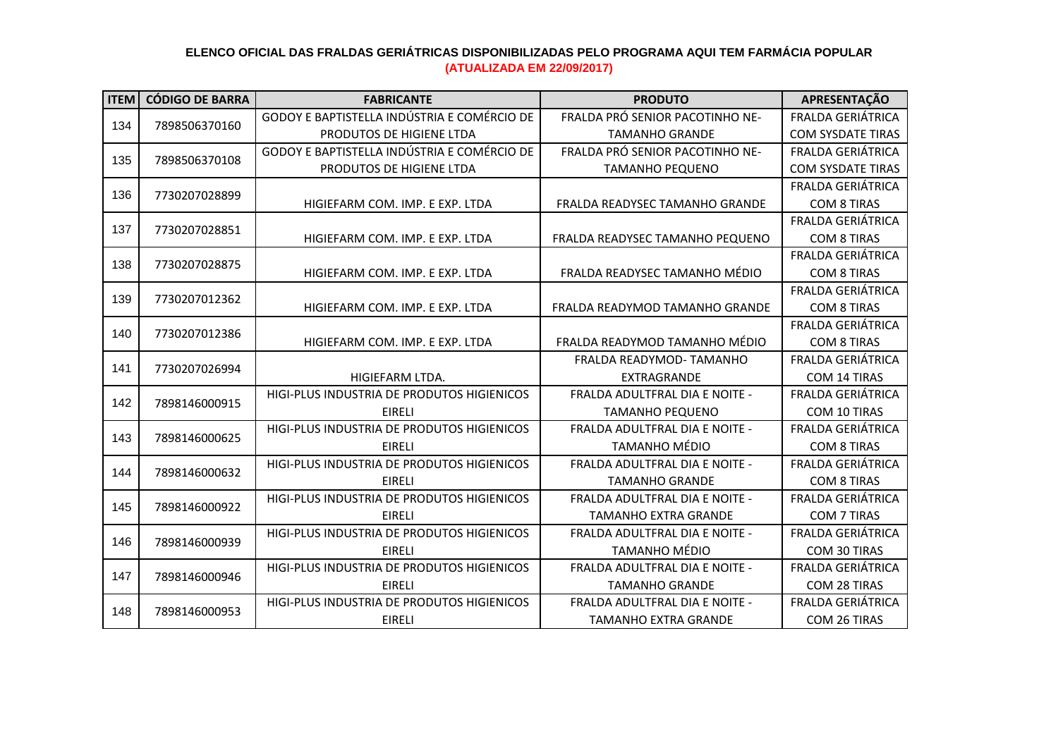**ELENCO OFICIAL DAS FRALDAS GERIÁTRICAS DISPONIBILIZADAS PELO PROGRAMA AQUI TEM FARMÁCIA POPULAR**

**(ATUALIZADA EM 22/09/2017)**

| ITEM | CÓDIGO DE BARRA | FABRICANTE | PRODUTO | APRESENTAÇÃO |
|---|---|---|---|---|
| 134 | 7898506370160 | GODOY E BAPTISTELLA INDÚSTRIA E COMÉRCIO DE PRODUTOS DE HIGIENE LTDA | FRALDA PRÓ SENIOR PACOTINHO NE- TAMANHO GRANDE | FRALDA GERIÁTRICA COM SYSDATE TIRAS |
| 135 | 7898506370108 | GODOY E BAPTISTELLA INDÚSTRIA E COMÉRCIO DE PRODUTOS DE HIGIENE LTDA | FRALDA PRÓ SENIOR PACOTINHO NE- TAMANHO PEQUENO | FRALDA GERIÁTRICA COM SYSDATE TIRAS |
| 136 | 7730207028899 | HIGIEFARM COM. IMP. E EXP. LTDA | FRALDA READYSEC TAMANHO GRANDE | FRALDA GERIÁTRICA COM 8 TIRAS |
| 137 | 7730207028851 | HIGIEFARM COM. IMP. E EXP. LTDA | FRALDA READYSEC TAMANHO PEQUENO | FRALDA GERIÁTRICA COM 8 TIRAS |
| 138 | 7730207028875 | HIGIEFARM COM. IMP. E EXP. LTDA | FRALDA READYSEC TAMANHO MÉDIO | FRALDA GERIÁTRICA COM 8 TIRAS |
| 139 | 7730207012362 | HIGIEFARM COM. IMP. E EXP. LTDA | FRALDA READYMOD TAMANHO GRANDE | FRALDA GERIÁTRICA COM 8 TIRAS |
| 140 | 7730207012386 | HIGIEFARM COM. IMP. E EXP. LTDA | FRALDA READYMOD TAMANHO MÉDIO | FRALDA GERIÁTRICA COM 8 TIRAS |
| 141 | 7730207026994 | HIGIEFARM LTDA. | FRALDA READYMOD- TAMANHO EXTRAGRANDE | FRALDA GERIÁTRICA COM 14 TIRAS |
| 142 | 7898146000915 | HIGI-PLUS INDUSTRIA DE PRODUTOS HIGIENICOS EIRELI | FRALDA ADULTFRAL DIA E NOITE - TAMANHO PEQUENO | FRALDA GERIÁTRICA COM 10 TIRAS |
| 143 | 7898146000625 | HIGI-PLUS INDUSTRIA DE PRODUTOS HIGIENICOS EIRELI | FRALDA ADULTFRAL DIA E NOITE - TAMANHO MÉDIO | FRALDA GERIÁTRICA COM 8 TIRAS |
| 144 | 7898146000632 | HIGI-PLUS INDUSTRIA DE PRODUTOS HIGIENICOS EIRELI | FRALDA ADULTFRAL DIA E NOITE - TAMANHO GRANDE | FRALDA GERIÁTRICA COM 8 TIRAS |
| 145 | 7898146000922 | HIGI-PLUS INDUSTRIA DE PRODUTOS HIGIENICOS EIRELI | FRALDA ADULTFRAL DIA E NOITE - TAMANHO EXTRA GRANDE | FRALDA GERIÁTRICA COM 7 TIRAS |
| 146 | 7898146000939 | HIGI-PLUS INDUSTRIA DE PRODUTOS HIGIENICOS EIRELI | FRALDA ADULTFRAL DIA E NOITE - TAMANHO MÉDIO | FRALDA GERIÁTRICA COM 30 TIRAS |
| 147 | 7898146000946 | HIGI-PLUS INDUSTRIA DE PRODUTOS HIGIENICOS EIRELI | FRALDA ADULTFRAL DIA E NOITE - TAMANHO GRANDE | FRALDA GERIÁTRICA COM 28 TIRAS |
| 148 | 7898146000953 | HIGI-PLUS INDUSTRIA DE PRODUTOS HIGIENICOS EIRELI | FRALDA ADULTFRAL DIA E NOITE - TAMANHO EXTRA GRANDE | FRALDA GERIÁTRICA COM 26 TIRAS |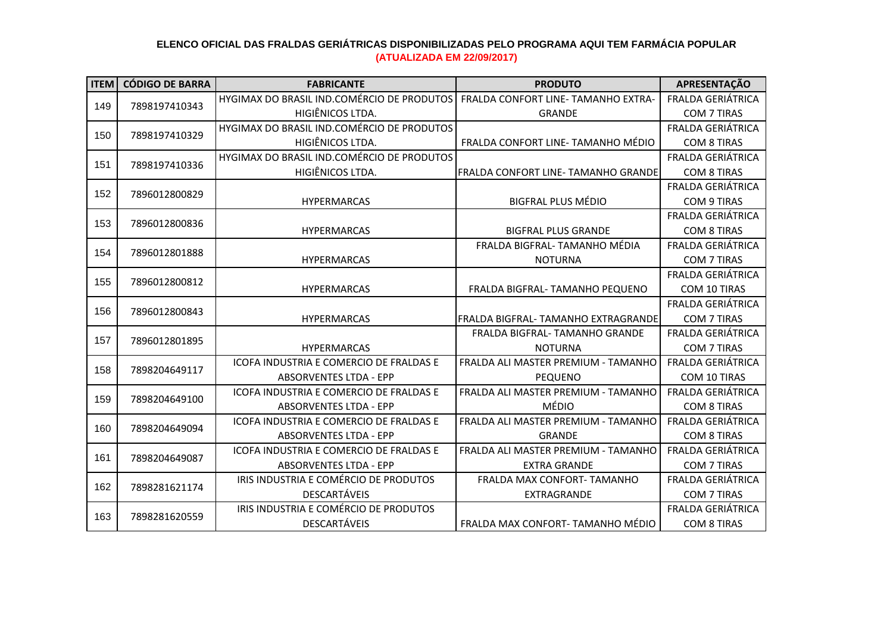**ELENCO OFICIAL DAS FRALDAS GERIÁTRICAS DISPONIBILIZADAS PELO PROGRAMA AQUI TEM FARMÁCIA POPULAR**

**(ATUALIZADA EM 22/09/2017)**

| ITEM | CÓDIGO DE BARRA | FABRICANTE | PRODUTO | APRESENTAÇÃO |
|---|---|---|---|---|
| 149 | 7898197410343 | HYGIMAX DO BRASIL IND.COMÉRCIO DE PRODUTOS HIGIÊNICOS LTDA. | FRALDA CONFORT LINE- TAMANHO EXTRA-GRANDE | FRALDA GERIÁTRICA COM 7 TIRAS |
| 150 | 7898197410329 | HYGIMAX DO BRASIL IND.COMÉRCIO DE PRODUTOS HIGIÊNICOS LTDA. | FRALDA CONFORT LINE- TAMANHO MÉDIO | FRALDA GERIÁTRICA COM 8 TIRAS |
| 151 | 7898197410336 | HYGIMAX DO BRASIL IND.COMÉRCIO DE PRODUTOS HIGIÊNICOS LTDA. | FRALDA CONFORT LINE- TAMANHO GRANDE | FRALDA GERIÁTRICA COM 8 TIRAS |
| 152 | 7896012800829 | HYPERMARCAS | BIGFRAL PLUS MÉDIO | FRALDA GERIÁTRICA COM 9 TIRAS |
| 153 | 7896012800836 | HYPERMARCAS | BIGFRAL PLUS GRANDE | FRALDA GERIÁTRICA COM 8 TIRAS |
| 154 | 7896012801888 | HYPERMARCAS | FRALDA BIGFRAL- TAMANHO MÉDIA NOTURNA | FRALDA GERIÁTRICA COM 7 TIRAS |
| 155 | 7896012800812 | HYPERMARCAS | FRALDA BIGFRAL- TAMANHO PEQUENO | FRALDA GERIÁTRICA COM 10 TIRAS |
| 156 | 7896012800843 | HYPERMARCAS | FRALDA BIGFRAL- TAMANHO EXTRAGRANDE | FRALDA GERIÁTRICA COM 7 TIRAS |
| 157 | 7896012801895 | HYPERMARCAS | FRALDA BIGFRAL- TAMANHO GRANDE NOTURNA | FRALDA GERIÁTRICA COM 7 TIRAS |
| 158 | 7898204649117 | ICOFA INDUSTRIA E COMERCIO DE FRALDAS E ABSORVENTES LTDA - EPP | FRALDA ALI MASTER PREMIUM - TAMANHO PEQUENO | FRALDA GERIÁTRICA COM 10 TIRAS |
| 159 | 7898204649100 | ICOFA INDUSTRIA E COMERCIO DE FRALDAS E ABSORVENTES LTDA - EPP | FRALDA ALI MASTER PREMIUM - TAMANHO MÉDIO | FRALDA GERIÁTRICA COM 8 TIRAS |
| 160 | 7898204649094 | ICOFA INDUSTRIA E COMERCIO DE FRALDAS E ABSORVENTES LTDA - EPP | FRALDA ALI MASTER PREMIUM - TAMANHO GRANDE | FRALDA GERIÁTRICA COM 8 TIRAS |
| 161 | 7898204649087 | ICOFA INDUSTRIA E COMERCIO DE FRALDAS E ABSORVENTES LTDA - EPP | FRALDA ALI MASTER PREMIUM - TAMANHO EXTRA GRANDE | FRALDA GERIÁTRICA COM 7 TIRAS |
| 162 | 7898281621174 | IRIS INDUSTRIA E COMÉRCIO DE PRODUTOS DESCARTÁVEIS | FRALDA MAX CONFORT- TAMANHO EXTRAGRANDE | FRALDA GERIÁTRICA COM 7 TIRAS |
| 163 | 7898281620559 | IRIS INDUSTRIA E COMÉRCIO DE PRODUTOS DESCARTÁVEIS | FRALDA MAX CONFORT- TAMANHO MÉDIO | FRALDA GERIÁTRICA COM 8 TIRAS |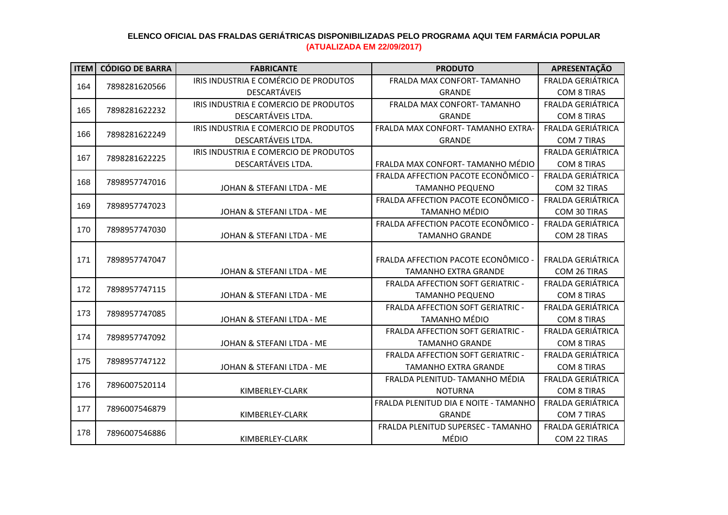**ELENCO OFICIAL DAS FRALDAS GERIÁTRICAS DISPONIBILIZADAS PELO PROGRAMA AQUI TEM FARMÁCIA POPULAR**

**(ATUALIZADA EM 22/09/2017)**

| ITEM | CÓDIGO DE BARRA | FABRICANTE | PRODUTO | APRESENTAÇÃO |
|---|---|---|---|---|
| 164 | 7898281620566 | IRIS INDUSTRIA E COMÉRCIO DE PRODUTOS DESCARTÁVEIS | FRALDA MAX CONFORT- TAMANHO GRANDE | FRALDA GERIÁTRICA COM 8 TIRAS |
| 165 | 7898281622232 | IRIS INDUSTRIA E COMERCIO DE PRODUTOS DESCARTÁVEIS LTDA. | FRALDA MAX CONFORT- TAMANHO GRANDE | FRALDA GERIÁTRICA COM 8 TIRAS |
| 166 | 7898281622249 | IRIS INDUSTRIA E COMERCIO DE PRODUTOS DESCARTÁVEIS LTDA. | FRALDA MAX CONFORT- TAMANHO EXTRA-GRANDE | FRALDA GERIÁTRICA COM 7 TIRAS |
| 167 | 7898281622225 | IRIS INDUSTRIA E COMERCIO DE PRODUTOS DESCARTÁVEIS LTDA. | FRALDA MAX CONFORT- TAMANHO MÉDIO | FRALDA GERIÁTRICA COM 8 TIRAS |
| 168 | 7898957747016 | JOHAN & STEFANI LTDA - ME | FRALDA AFFECTION PACOTE ECONÔMICO - TAMANHO PEQUENO | FRALDA GERIÁTRICA COM 32 TIRAS |
| 169 | 7898957747023 | JOHAN & STEFANI LTDA - ME | FRALDA AFFECTION PACOTE ECONÔMICO - TAMANHO MÉDIO | FRALDA GERIÁTRICA COM 30 TIRAS |
| 170 | 7898957747030 | JOHAN & STEFANI LTDA - ME | FRALDA AFFECTION PACOTE ECONÔMICO - TAMANHO GRANDE | FRALDA GERIÁTRICA COM 28 TIRAS |
| 171 | 7898957747047 | JOHAN & STEFANI LTDA - ME | FRALDA AFFECTION PACOTE ECONÔMICO - TAMANHO EXTRA GRANDE | FRALDA GERIÁTRICA COM 26 TIRAS |
| 172 | 7898957747115 | JOHAN & STEFANI LTDA - ME | FRALDA AFFECTION SOFT GERIATRIC - TAMANHO PEQUENO | FRALDA GERIÁTRICA COM 8 TIRAS |
| 173 | 7898957747085 | JOHAN & STEFANI LTDA - ME | FRALDA AFFECTION SOFT GERIATRIC - TAMANHO MÉDIO | FRALDA GERIÁTRICA COM 8 TIRAS |
| 174 | 7898957747092 | JOHAN & STEFANI LTDA - ME | FRALDA AFFECTION SOFT GERIATRIC - TAMANHO GRANDE | FRALDA GERIÁTRICA COM 8 TIRAS |
| 175 | 7898957747122 | JOHAN & STEFANI LTDA - ME | FRALDA AFFECTION SOFT GERIATRIC - TAMANHO EXTRA GRANDE | FRALDA GERIÁTRICA COM 8 TIRAS |
| 176 | 7896007520114 | KIMBERLEY-CLARK | FRALDA PLENITUD- TAMANHO MÉDIA NOTURNA | FRALDA GERIÁTRICA COM 8 TIRAS |
| 177 | 7896007546879 | KIMBERLEY-CLARK | FRALDA PLENITUD DIA E NOITE - TAMANHO GRANDE | FRALDA GERIÁTRICA COM 7 TIRAS |
| 178 | 7896007546886 | KIMBERLEY-CLARK | FRALDA PLENITUD SUPERSEC - TAMANHO MÉDIO | FRALDA GERIÁTRICA COM 22 TIRAS |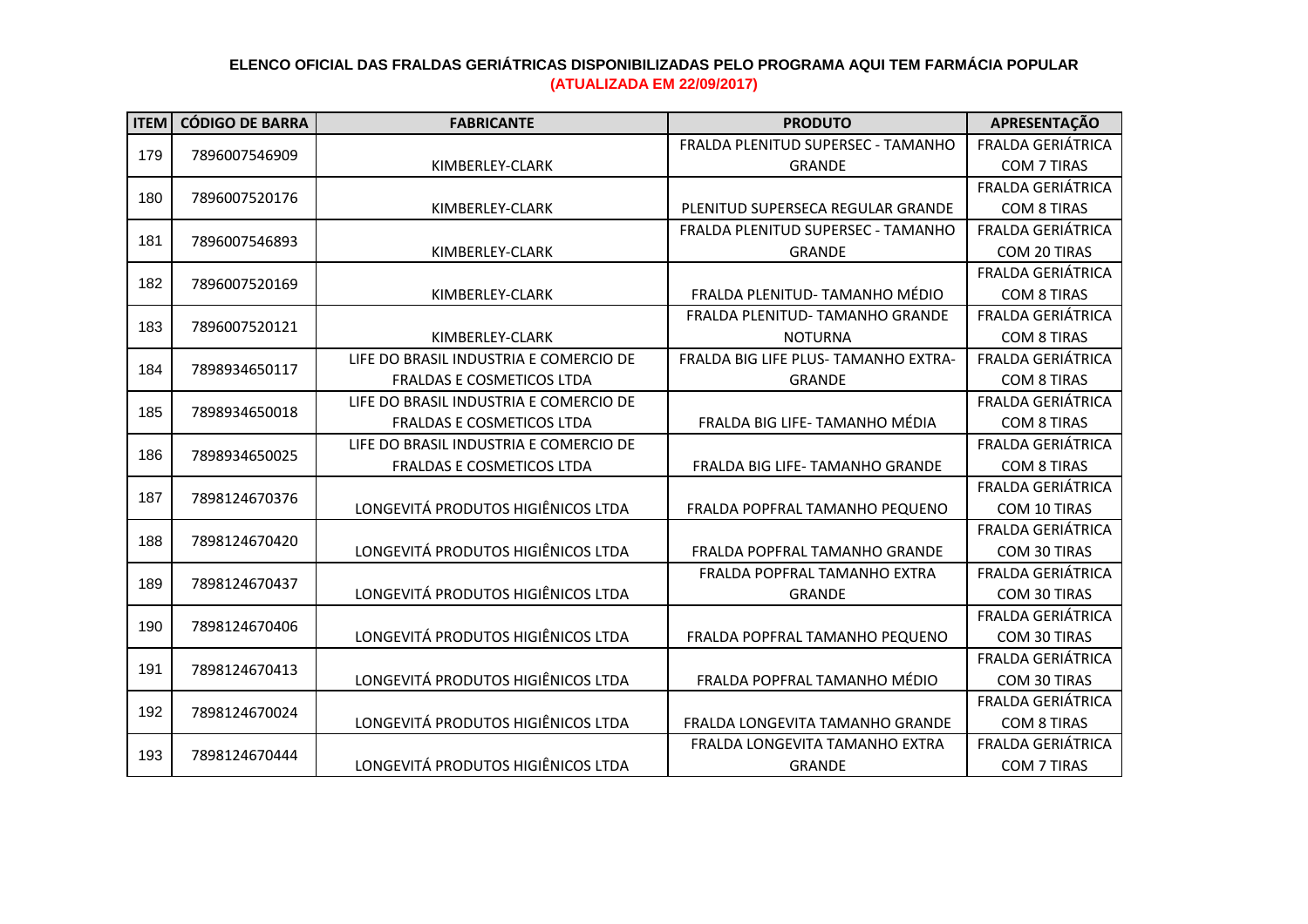**ELENCO OFICIAL DAS FRALDAS GERIÁTRICAS DISPONIBILIZADAS PELO PROGRAMA AQUI TEM FARMÁCIA POPULAR**

**(ATUALIZADA EM 22/09/2017)**

| ITEM | CÓDIGO DE BARRA | FABRICANTE | PRODUTO | APRESENTAÇÃO |
|---|---|---|---|---|
| 179 | 7896007546909 | KIMBERLEY-CLARK | FRALDA PLENITUD SUPERSEC - TAMANHO GRANDE | FRALDA GERIÁTRICA COM 7 TIRAS |
| 180 | 7896007520176 | KIMBERLEY-CLARK | PLENITUD SUPERSECA REGULAR GRANDE | FRALDA GERIÁTRICA COM 8 TIRAS |
| 181 | 7896007546893 | KIMBERLEY-CLARK | FRALDA PLENITUD SUPERSEC - TAMANHO GRANDE | FRALDA GERIÁTRICA COM 20 TIRAS |
| 182 | 7896007520169 | KIMBERLEY-CLARK | FRALDA PLENITUD- TAMANHO MÉDIO | FRALDA GERIÁTRICA COM 8 TIRAS |
| 183 | 7896007520121 | KIMBERLEY-CLARK | FRALDA PLENITUD- TAMANHO GRANDE NOTURNA | FRALDA GERIÁTRICA COM 8 TIRAS |
| 184 | 7898934650117 | LIFE DO BRASIL INDUSTRIA E COMERCIO DE FRALDAS E COSMETICOS LTDA | FRALDA BIG LIFE PLUS- TAMANHO EXTRA-GRANDE | FRALDA GERIÁTRICA COM 8 TIRAS |
| 185 | 7898934650018 | LIFE DO BRASIL INDUSTRIA E COMERCIO DE FRALDAS E COSMETICOS LTDA | FRALDA BIG LIFE- TAMANHO MÉDIA | FRALDA GERIÁTRICA COM 8 TIRAS |
| 186 | 7898934650025 | LIFE DO BRASIL INDUSTRIA E COMERCIO DE FRALDAS E COSMETICOS LTDA | FRALDA BIG LIFE- TAMANHO GRANDE | FRALDA GERIÁTRICA COM 8 TIRAS |
| 187 | 7898124670376 | LONGEVITÁ PRODUTOS HIGIÊNICOS LTDA | FRALDA POPFRAL TAMANHO PEQUENO | FRALDA GERIÁTRICA COM 10 TIRAS |
| 188 | 7898124670420 | LONGEVITÁ PRODUTOS HIGIÊNICOS LTDA | FRALDA POPFRAL TAMANHO GRANDE | FRALDA GERIÁTRICA COM 30 TIRAS |
| 189 | 7898124670437 | LONGEVITÁ PRODUTOS HIGIÊNICOS LTDA | FRALDA POPFRAL TAMANHO EXTRA GRANDE | FRALDA GERIÁTRICA COM 30 TIRAS |
| 190 | 7898124670406 | LONGEVITÁ PRODUTOS HIGIÊNICOS LTDA | FRALDA POPFRAL TAMANHO PEQUENO | FRALDA GERIÁTRICA COM 30 TIRAS |
| 191 | 7898124670413 | LONGEVITÁ PRODUTOS HIGIÊNICOS LTDA | FRALDA POPFRAL TAMANHO MÉDIO | FRALDA GERIÁTRICA COM 30 TIRAS |
| 192 | 7898124670024 | LONGEVITÁ PRODUTOS HIGIÊNICOS LTDA | FRALDA LONGEVITA TAMANHO GRANDE | FRALDA GERIÁTRICA COM 8 TIRAS |
| 193 | 7898124670444 | LONGEVITÁ PRODUTOS HIGIÊNICOS LTDA | FRALDA LONGEVITA TAMANHO EXTRA GRANDE | FRALDA GERIÁTRICA COM 7 TIRAS |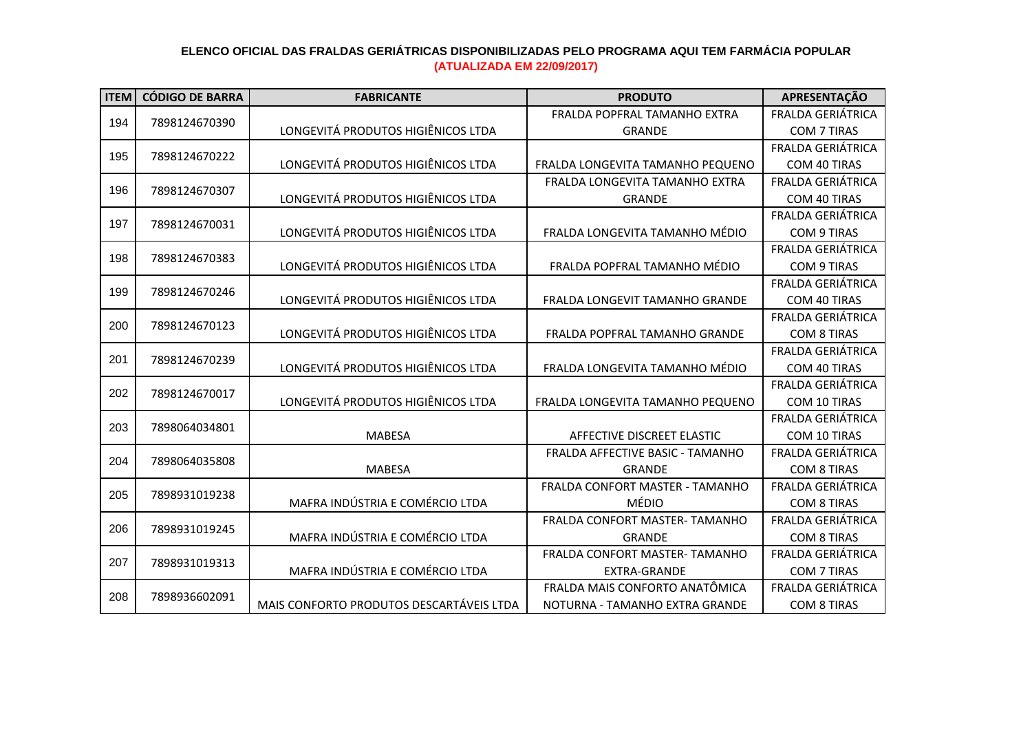**ELENCO OFICIAL DAS FRALDAS GERIÁTRICAS DISPONIBILIZADAS PELO PROGRAMA AQUI TEM FARMÁCIA POPULAR**

**(ATUALIZADA EM 22/09/2017)**

| ITEM | CÓDIGO DE BARRA | FABRICANTE | PRODUTO | APRESENTAÇÃO |
|---|---|---|---|---|
| 194 | 7898124670390 | LONGEVITÁ PRODUTOS HIGIÊNICOS LTDA | FRALDA POPFRAL TAMANHO EXTRA GRANDE | FRALDA GERIÁTRICA COM 7 TIRAS |
| 195 | 7898124670222 | LONGEVITÁ PRODUTOS HIGIÊNICOS LTDA | FRALDA LONGEVITA TAMANHO PEQUENO | FRALDA GERIÁTRICA COM 40 TIRAS |
| 196 | 7898124670307 | LONGEVITÁ PRODUTOS HIGIÊNICOS LTDA | FRALDA LONGEVITA TAMANHO EXTRA GRANDE | FRALDA GERIÁTRICA COM 40 TIRAS |
| 197 | 7898124670031 | LONGEVITÁ PRODUTOS HIGIÊNICOS LTDA | FRALDA LONGEVITA TAMANHO MÉDIO | FRALDA GERIÁTRICA COM 9 TIRAS |
| 198 | 7898124670383 | LONGEVITÁ PRODUTOS HIGIÊNICOS LTDA | FRALDA POPFRAL TAMANHO MÉDIO | FRALDA GERIÁTRICA COM 9 TIRAS |
| 199 | 7898124670246 | LONGEVITÁ PRODUTOS HIGIÊNICOS LTDA | FRALDA LONGEVIT TAMANHO GRANDE | FRALDA GERIÁTRICA COM 40 TIRAS |
| 200 | 7898124670123 | LONGEVITÁ PRODUTOS HIGIÊNICOS LTDA | FRALDA POPFRAL TAMANHO GRANDE | FRALDA GERIÁTRICA COM 8 TIRAS |
| 201 | 7898124670239 | LONGEVITÁ PRODUTOS HIGIÊNICOS LTDA | FRALDA LONGEVITA TAMANHO MÉDIO | FRALDA GERIÁTRICA COM 40 TIRAS |
| 202 | 7898124670017 | LONGEVITÁ PRODUTOS HIGIÊNICOS LTDA | FRALDA LONGEVITA TAMANHO PEQUENO | FRALDA GERIÁTRICA COM 10 TIRAS |
| 203 | 7898064034801 | MABESA | AFFECTIVE DISCREET ELASTIC | FRALDA GERIÁTRICA COM 10 TIRAS |
| 204 | 7898064035808 | MABESA | FRALDA AFFECTIVE BASIC - TAMANHO GRANDE | FRALDA GERIÁTRICA COM 8 TIRAS |
| 205 | 7898931019238 | MAFRA INDÚSTRIA E COMÉRCIO LTDA | FRALDA CONFORT MASTER - TAMANHO MÉDIO | FRALDA GERIÁTRICA COM 8 TIRAS |
| 206 | 7898931019245 | MAFRA INDÚSTRIA E COMÉRCIO LTDA | FRALDA CONFORT MASTER- TAMANHO GRANDE | FRALDA GERIÁTRICA COM 8 TIRAS |
| 207 | 7898931019313 | MAFRA INDÚSTRIA E COMÉRCIO LTDA | FRALDA CONFORT MASTER- TAMANHO EXTRA-GRANDE | FRALDA GERIÁTRICA COM 7 TIRAS |
| 208 | 7898936602091 | MAIS CONFORTO PRODUTOS DESCARTÁVEIS LTDA | FRALDA MAIS CONFORTO ANATÔMICA NOTURNA - TAMANHO EXTRA GRANDE | FRALDA GERIÁTRICA COM 8 TIRAS |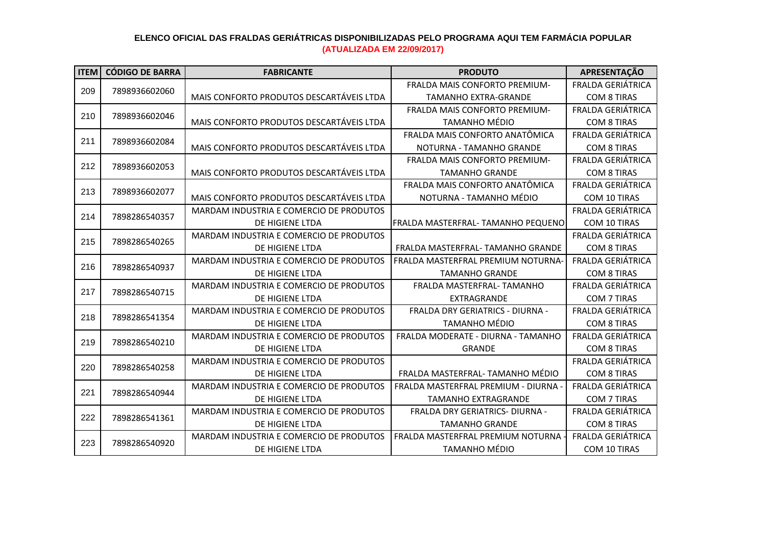**ELENCO OFICIAL DAS FRALDAS GERIÁTRICAS DISPONIBILIZADAS PELO PROGRAMA AQUI TEM FARMÁCIA POPULAR**
**(ATUALIZADA EM 22/09/2017)**

| ITEM | CÓDIGO DE BARRA | FABRICANTE | PRODUTO | APRESENTAÇÃO |
|---|---|---|---|---|
| 209 | 7898936602060 | MAIS CONFORTO PRODUTOS DESCARTÁVEIS LTDA | FRALDA MAIS CONFORTO PREMIUM- TAMANHO EXTRA-GRANDE | FRALDA GERIÁTRICA COM 8 TIRAS |
| 210 | 7898936602046 | MAIS CONFORTO PRODUTOS DESCARTÁVEIS LTDA | FRALDA MAIS CONFORTO PREMIUM- TAMANHO MÉDIO | FRALDA GERIÁTRICA COM 8 TIRAS |
| 211 | 7898936602084 | MAIS CONFORTO PRODUTOS DESCARTÁVEIS LTDA | FRALDA MAIS CONFORTO ANATÔMICA NOTURNA - TAMANHO GRANDE | FRALDA GERIÁTRICA COM 8 TIRAS |
| 212 | 7898936602053 | MAIS CONFORTO PRODUTOS DESCARTÁVEIS LTDA | FRALDA MAIS CONFORTO PREMIUM- TAMANHO GRANDE | FRALDA GERIÁTRICA COM 8 TIRAS |
| 213 | 7898936602077 | MAIS CONFORTO PRODUTOS DESCARTÁVEIS LTDA | FRALDA MAIS CONFORTO ANATÔMICA NOTURNA - TAMANHO MÉDIO | FRALDA GERIÁTRICA COM 10 TIRAS |
| 214 | 7898286540357 | MARDAM INDUSTRIA E COMERCIO DE PRODUTOS DE HIGIENE LTDA | FRALDA MASTERFRAL- TAMANHO PEQUENO | FRALDA GERIÁTRICA COM 10 TIRAS |
| 215 | 7898286540265 | MARDAM INDUSTRIA E COMERCIO DE PRODUTOS DE HIGIENE LTDA | FRALDA MASTERFRAL- TAMANHO GRANDE | FRALDA GERIÁTRICA COM 8 TIRAS |
| 216 | 7898286540937 | MARDAM INDUSTRIA E COMERCIO DE PRODUTOS DE HIGIENE LTDA | FRALDA MASTERFRAL PREMIUM NOTURNA- TAMANHO GRANDE | FRALDA GERIÁTRICA COM 8 TIRAS |
| 217 | 7898286540715 | MARDAM INDUSTRIA E COMERCIO DE PRODUTOS DE HIGIENE LTDA | FRALDA MASTERFRAL- TAMANHO EXTRAGRANDE | FRALDA GERIÁTRICA COM 7 TIRAS |
| 218 | 7898286541354 | MARDAM INDUSTRIA E COMERCIO DE PRODUTOS DE HIGIENE LTDA | FRALDA DRY GERIATRICS - DIURNA - TAMANHO MÉDIO | FRALDA GERIÁTRICA COM 8 TIRAS |
| 219 | 7898286540210 | MARDAM INDUSTRIA E COMERCIO DE PRODUTOS DE HIGIENE LTDA | FRALDA MODERATE - DIURNA - TAMANHO GRANDE | FRALDA GERIÁTRICA COM 8 TIRAS |
| 220 | 7898286540258 | MARDAM INDUSTRIA E COMERCIO DE PRODUTOS DE HIGIENE LTDA | FRALDA MASTERFRAL- TAMANHO MÉDIO | FRALDA GERIÁTRICA COM 8 TIRAS |
| 221 | 7898286540944 | MARDAM INDUSTRIA E COMERCIO DE PRODUTOS DE HIGIENE LTDA | FRALDA MASTERFRAL PREMIUM - DIURNA - TAMANHO EXTRAGRANDE | FRALDA GERIÁTRICA COM 7 TIRAS |
| 222 | 7898286541361 | MARDAM INDUSTRIA E COMERCIO DE PRODUTOS DE HIGIENE LTDA | FRALDA DRY GERIATRICS- DIURNA - TAMANHO GRANDE | FRALDA GERIÁTRICA COM 8 TIRAS |
| 223 | 7898286540920 | MARDAM INDUSTRIA E COMERCIO DE PRODUTOS DE HIGIENE LTDA | FRALDA MASTERFRAL PREMIUM NOTURNA - TAMANHO MÉDIO | FRALDA GERIÁTRICA COM 10 TIRAS |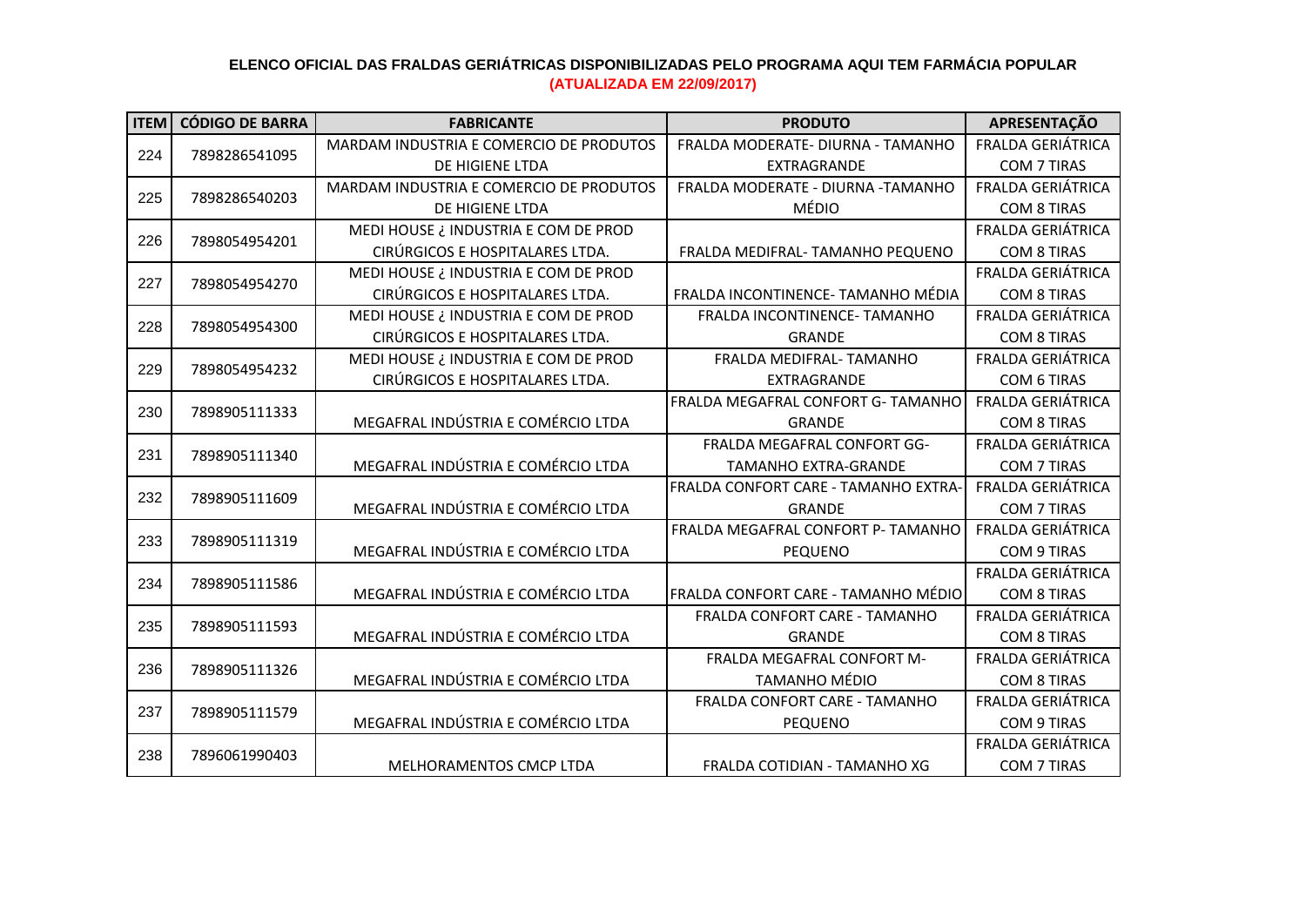**ELENCO OFICIAL DAS FRALDAS GERIÁTRICAS DISPONIBILIZADAS PELO PROGRAMA AQUI TEM FARMÁCIA POPULAR**

**(ATUALIZADA EM 22/09/2017)**

| ITEM | CÓDIGO DE BARRA | FABRICANTE | PRODUTO | APRESENTAÇÃO |
|---|---|---|---|---|
| 224 | 7898286541095 | MARDAM INDUSTRIA E COMERCIO DE PRODUTOS DE HIGIENE LTDA | FRALDA MODERATE- DIURNA - TAMANHO EXTRAGRANDE | FRALDA GERIÁTRICA COM 7 TIRAS |
| 225 | 7898286540203 | MARDAM INDUSTRIA E COMERCIO DE PRODUTOS DE HIGIENE LTDA | FRALDA MODERATE - DIURNA -TAMANHO MÉDIO | FRALDA GERIÁTRICA COM 8 TIRAS |
| 226 | 7898054954201 | MEDI HOUSE ¿ INDUSTRIA E COM DE PROD CIRÚRGICOS E HOSPITALARES LTDA. | FRALDA MEDIFRAL- TAMANHO PEQUENO | FRALDA GERIÁTRICA COM 8 TIRAS |
| 227 | 7898054954270 | MEDI HOUSE ¿ INDUSTRIA E COM DE PROD CIRÚRGICOS E HOSPITALARES LTDA. | FRALDA INCONTINENCE- TAMANHO MÉDIA | FRALDA GERIÁTRICA COM 8 TIRAS |
| 228 | 7898054954300 | MEDI HOUSE ¿ INDUSTRIA E COM DE PROD CIRÚRGICOS E HOSPITALARES LTDA. | FRALDA INCONTINENCE- TAMANHO GRANDE | FRALDA GERIÁTRICA COM 8 TIRAS |
| 229 | 7898054954232 | MEDI HOUSE ¿ INDUSTRIA E COM DE PROD CIRÚRGICOS E HOSPITALARES LTDA. | FRALDA MEDIFRAL- TAMANHO EXTRAGRANDE | FRALDA GERIÁTRICA COM 6 TIRAS |
| 230 | 7898905111333 | MEGAFRAL INDÚSTRIA E COMÉRCIO LTDA | FRALDA MEGAFRAL CONFORT G- TAMANHO GRANDE | FRALDA GERIÁTRICA COM 8 TIRAS |
| 231 | 7898905111340 | MEGAFRAL INDÚSTRIA E COMÉRCIO LTDA | FRALDA MEGAFRAL CONFORT GG- TAMANHO EXTRA-GRANDE | FRALDA GERIÁTRICA COM 7 TIRAS |
| 232 | 7898905111609 | MEGAFRAL INDÚSTRIA E COMÉRCIO LTDA | FRALDA CONFORT CARE - TAMANHO EXTRA-GRANDE | FRALDA GERIÁTRICA COM 7 TIRAS |
| 233 | 7898905111319 | MEGAFRAL INDÚSTRIA E COMÉRCIO LTDA | FRALDA MEGAFRAL CONFORT P- TAMANHO PEQUENO | FRALDA GERIÁTRICA COM 9 TIRAS |
| 234 | 7898905111586 | MEGAFRAL INDÚSTRIA E COMÉRCIO LTDA | FRALDA CONFORT CARE - TAMANHO MÉDIO | FRALDA GERIÁTRICA COM 8 TIRAS |
| 235 | 7898905111593 | MEGAFRAL INDÚSTRIA E COMÉRCIO LTDA | FRALDA CONFORT CARE - TAMANHO GRANDE | FRALDA GERIÁTRICA COM 8 TIRAS |
| 236 | 7898905111326 | MEGAFRAL INDÚSTRIA E COMÉRCIO LTDA | FRALDA MEGAFRAL CONFORT M- TAMANHO MÉDIO | FRALDA GERIÁTRICA COM 8 TIRAS |
| 237 | 7898905111579 | MEGAFRAL INDÚSTRIA E COMÉRCIO LTDA | FRALDA CONFORT CARE - TAMANHO PEQUENO | FRALDA GERIÁTRICA COM 9 TIRAS |
| 238 | 7896061990403 | MELHORAMENTOS CMCP LTDA | FRALDA COTIDIAN - TAMANHO XG | FRALDA GERIÁTRICA COM 7 TIRAS |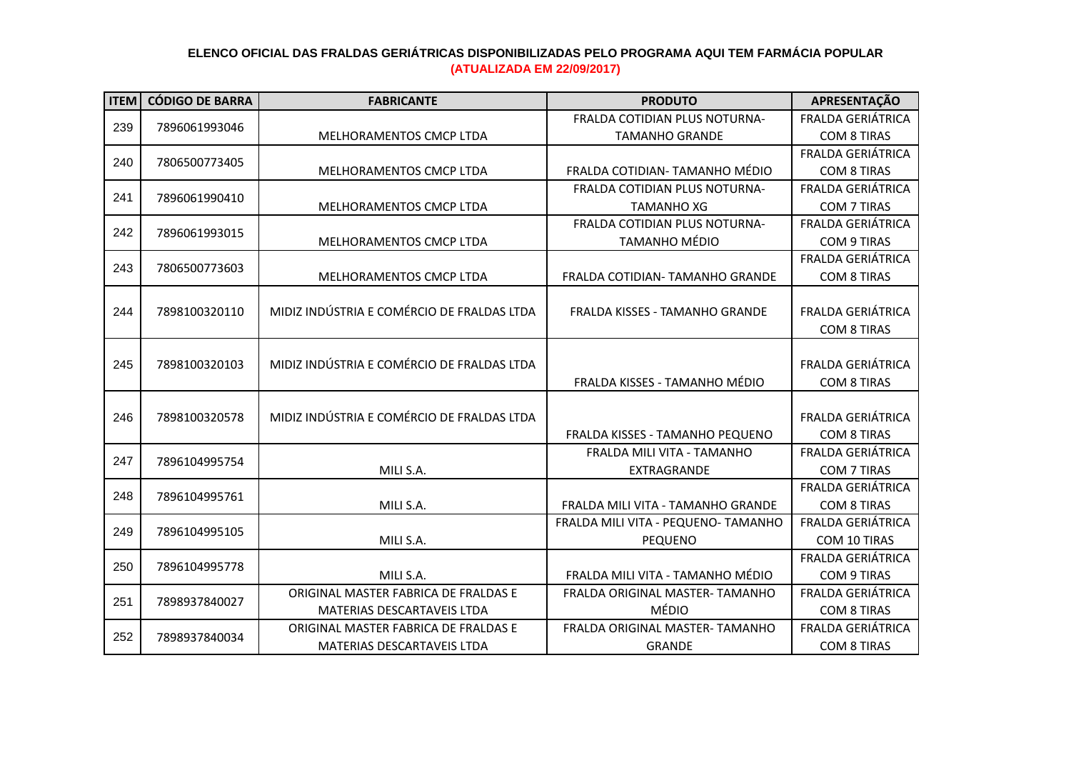**ELENCO OFICIAL DAS FRALDAS GERIÁTRICAS DISPONIBILIZADAS PELO PROGRAMA AQUI TEM FARMÁCIA POPULAR**

**(ATUALIZADA EM 22/09/2017)**

| ITEM | CÓDIGO DE BARRA | FABRICANTE | PRODUTO | APRESENTAÇÃO |
|---|---|---|---|---|
| 239 | 7896061993046 | MELHORAMENTOS CMCP LTDA | FRALDA COTIDIAN PLUS NOTURNA- TAMANHO GRANDE | FRALDA GERIÁTRICA COM 8 TIRAS |
| 240 | 7806500773405 | MELHORAMENTOS CMCP LTDA | FRALDA COTIDIAN- TAMANHO MÉDIO | FRALDA GERIÁTRICA COM 8 TIRAS |
| 241 | 7896061990410 | MELHORAMENTOS CMCP LTDA | FRALDA COTIDIAN PLUS NOTURNA- TAMANHO XG | FRALDA GERIÁTRICA COM 7 TIRAS |
| 242 | 7896061993015 | MELHORAMENTOS CMCP LTDA | FRALDA COTIDIAN PLUS NOTURNA- TAMANHO MÉDIO | FRALDA GERIÁTRICA COM 9 TIRAS |
| 243 | 7806500773603 | MELHORAMENTOS CMCP LTDA | FRALDA COTIDIAN- TAMANHO GRANDE | FRALDA GERIÁTRICA COM 8 TIRAS |
| 244 | 7898100320110 | MIDIZ INDÚSTRIA E COMÉRCIO DE FRALDAS LTDA | FRALDA KISSES - TAMANHO GRANDE | FRALDA GERIÁTRICA COM 8 TIRAS |
| 245 | 7898100320103 | MIDIZ INDÚSTRIA E COMÉRCIO DE FRALDAS LTDA | FRALDA KISSES - TAMANHO MÉDIO | FRALDA GERIÁTRICA COM 8 TIRAS |
| 246 | 7898100320578 | MIDIZ INDÚSTRIA E COMÉRCIO DE FRALDAS LTDA | FRALDA KISSES - TAMANHO PEQUENO | FRALDA GERIÁTRICA COM 8 TIRAS |
| 247 | 7896104995754 | MILI S.A. | FRALDA MILI VITA - TAMANHO EXTRAGRANDE | FRALDA GERIÁTRICA COM 7 TIRAS |
| 248 | 7896104995761 | MILI S.A. | FRALDA MILI VITA - TAMANHO GRANDE | FRALDA GERIÁTRICA COM 8 TIRAS |
| 249 | 7896104995105 | MILI S.A. | FRALDA MILI VITA - PEQUENO- TAMANHO PEQUENO | FRALDA GERIÁTRICA COM 10 TIRAS |
| 250 | 7896104995778 | MILI S.A. | FRALDA MILI VITA - TAMANHO MÉDIO | FRALDA GERIÁTRICA COM 9 TIRAS |
| 251 | 7898937840027 | ORIGINAL MASTER FABRICA DE FRALDAS E MATERIAS DESCARTAVEIS LTDA | FRALDA ORIGINAL MASTER- TAMANHO MÉDIO | FRALDA GERIÁTRICA COM 8 TIRAS |
| 252 | 7898937840034 | ORIGINAL MASTER FABRICA DE FRALDAS E MATERIAS DESCARTAVEIS LTDA | FRALDA ORIGINAL MASTER- TAMANHO GRANDE | FRALDA GERIÁTRICA COM 8 TIRAS |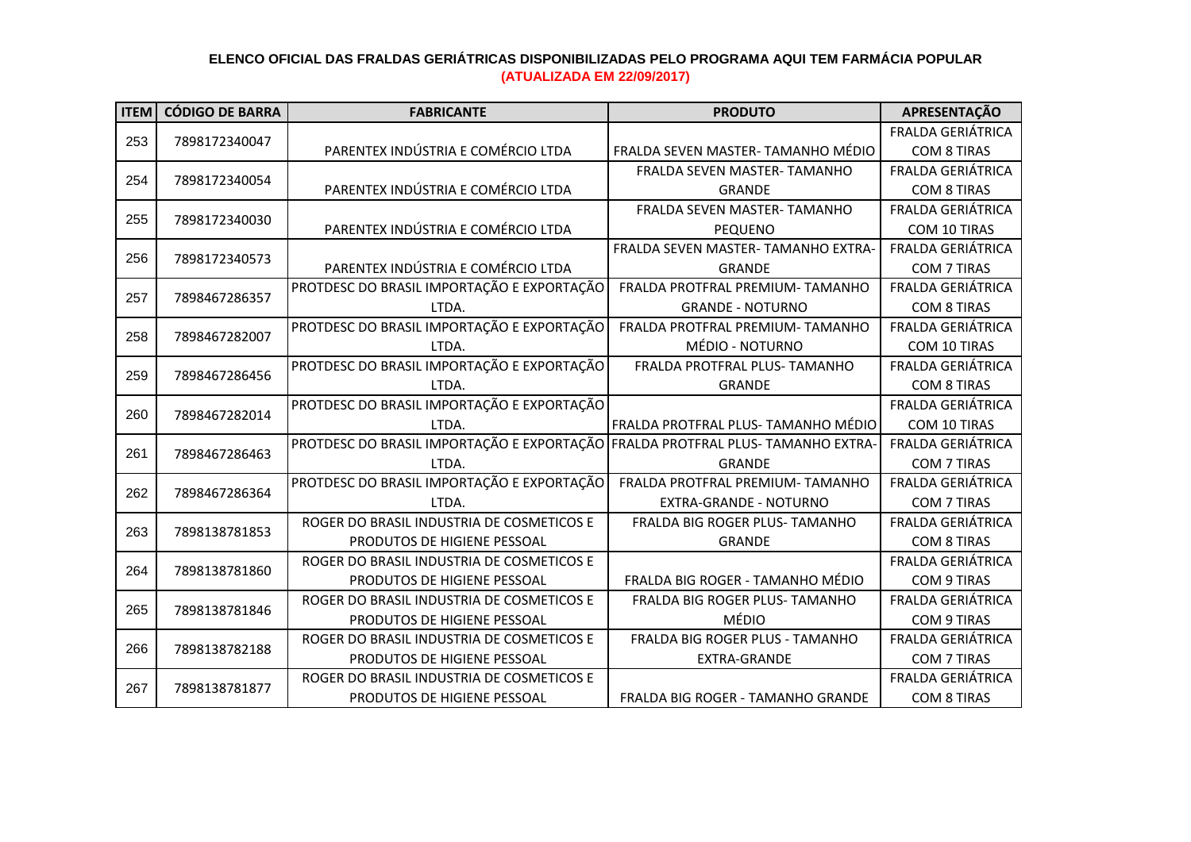**ELENCO OFICIAL DAS FRALDAS GERIÁTRICAS DISPONIBILIZADAS PELO PROGRAMA AQUI TEM FARMÁCIA POPULAR**

**(ATUALIZADA EM 22/09/2017)**

| ITEM | CÓDIGO DE BARRA | FABRICANTE | PRODUTO | APRESENTAÇÃO |
|---|---|---|---|---|
| 253 | 7898172340047 | PARENTEX INDÚSTRIA E COMÉRCIO LTDA | FRALDA SEVEN MASTER- TAMANHO MÉDIO | FRALDA GERIÁTRICA COM 8 TIRAS |
| 254 | 7898172340054 | PARENTEX INDÚSTRIA E COMÉRCIO LTDA | FRALDA SEVEN MASTER- TAMANHO GRANDE | FRALDA GERIÁTRICA COM 8 TIRAS |
| 255 | 7898172340030 | PARENTEX INDÚSTRIA E COMÉRCIO LTDA | FRALDA SEVEN MASTER- TAMANHO PEQUENO | FRALDA GERIÁTRICA COM 10 TIRAS |
| 256 | 7898172340573 | PARENTEX INDÚSTRIA E COMÉRCIO LTDA | FRALDA SEVEN MASTER- TAMANHO EXTRA-GRANDE | FRALDA GERIÁTRICA COM 7 TIRAS |
| 257 | 7898467286357 | PROTDESC DO BRASIL IMPORTAÇÃO E EXPORTAÇÃO LTDA. | FRALDA PROTFRAL PREMIUM- TAMANHO GRANDE - NOTURNO | FRALDA GERIÁTRICA COM 8 TIRAS |
| 258 | 7898467282007 | PROTDESC DO BRASIL IMPORTAÇÃO E EXPORTAÇÃO LTDA. | FRALDA PROTFRAL PREMIUM- TAMANHO MÉDIO - NOTURNO | FRALDA GERIÁTRICA COM 10 TIRAS |
| 259 | 7898467286456 | PROTDESC DO BRASIL IMPORTAÇÃO E EXPORTAÇÃO LTDA. | FRALDA PROTFRAL PLUS- TAMANHO GRANDE | FRALDA GERIÁTRICA COM 8 TIRAS |
| 260 | 7898467282014 | PROTDESC DO BRASIL IMPORTAÇÃO E EXPORTAÇÃO LTDA. | FRALDA PROTFRAL PLUS- TAMANHO MÉDIO | FRALDA GERIÁTRICA COM 10 TIRAS |
| 261 | 7898467286463 | PROTDESC DO BRASIL IMPORTAÇÃO E EXPORTAÇÃO LTDA. | FRALDA PROTFRAL PLUS- TAMANHO EXTRA-GRANDE | FRALDA GERIÁTRICA COM 7 TIRAS |
| 262 | 7898467286364 | PROTDESC DO BRASIL IMPORTAÇÃO E EXPORTAÇÃO LTDA. | FRALDA PROTFRAL PREMIUM- TAMANHO EXTRA-GRANDE - NOTURNO | FRALDA GERIÁTRICA COM 7 TIRAS |
| 263 | 7898138781853 | ROGER DO BRASIL INDUSTRIA DE COSMETICOS E PRODUTOS DE HIGIENE PESSOAL | FRALDA BIG ROGER PLUS- TAMANHO GRANDE | FRALDA GERIÁTRICA COM 8 TIRAS |
| 264 | 7898138781860 | ROGER DO BRASIL INDUSTRIA DE COSMETICOS E PRODUTOS DE HIGIENE PESSOAL | FRALDA BIG ROGER - TAMANHO MÉDIO | FRALDA GERIÁTRICA COM 9 TIRAS |
| 265 | 7898138781846 | ROGER DO BRASIL INDUSTRIA DE COSMETICOS E PRODUTOS DE HIGIENE PESSOAL | FRALDA BIG ROGER PLUS- TAMANHO MÉDIO | FRALDA GERIÁTRICA COM 9 TIRAS |
| 266 | 7898138782188 | ROGER DO BRASIL INDUSTRIA DE COSMETICOS E PRODUTOS DE HIGIENE PESSOAL | FRALDA BIG ROGER PLUS - TAMANHO EXTRA-GRANDE | FRALDA GERIÁTRICA COM 7 TIRAS |
| 267 | 7898138781877 | ROGER DO BRASIL INDUSTRIA DE COSMETICOS E PRODUTOS DE HIGIENE PESSOAL | FRALDA BIG ROGER - TAMANHO GRANDE | FRALDA GERIÁTRICA COM 8 TIRAS |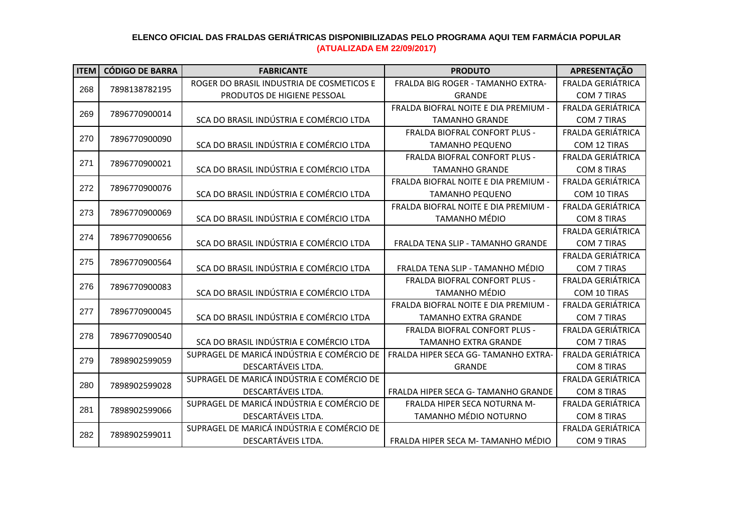**ELENCO OFICIAL DAS FRALDAS GERIÁTRICAS DISPONIBILIZADAS PELO PROGRAMA AQUI TEM FARMÁCIA POPULAR**

**(ATUALIZADA EM 22/09/2017)**

| ITEM | CÓDIGO DE BARRA | FABRICANTE | PRODUTO | APRESENTAÇÃO |
|---|---|---|---|---|
| 268 | 7898138782195 | ROGER DO BRASIL INDUSTRIA DE COSMETICOS E PRODUTOS DE HIGIENE PESSOAL | FRALDA BIG ROGER - TAMANHO EXTRA-GRANDE | FRALDA GERIÁTRICA COM 7 TIRAS |
| 269 | 7896770900014 | SCA DO BRASIL INDÚSTRIA E COMÉRCIO LTDA | FRALDA BIOFRAL NOITE E DIA PREMIUM - TAMANHO GRANDE | FRALDA GERIÁTRICA COM 7 TIRAS |
| 270 | 7896770900090 | SCA DO BRASIL INDÚSTRIA E COMÉRCIO LTDA | FRALDA BIOFRAL CONFORT PLUS - TAMANHO PEQUENO | FRALDA GERIÁTRICA COM 12 TIRAS |
| 271 | 7896770900021 | SCA DO BRASIL INDÚSTRIA E COMÉRCIO LTDA | FRALDA BIOFRAL CONFORT PLUS - TAMANHO GRANDE | FRALDA GERIÁTRICA COM 8 TIRAS |
| 272 | 7896770900076 | SCA DO BRASIL INDÚSTRIA E COMÉRCIO LTDA | FRALDA BIOFRAL NOITE E DIA PREMIUM - TAMANHO PEQUENO | FRALDA GERIÁTRICA COM 10 TIRAS |
| 273 | 7896770900069 | SCA DO BRASIL INDÚSTRIA E COMÉRCIO LTDA | FRALDA BIOFRAL NOITE E DIA PREMIUM - TAMANHO MÉDIO | FRALDA GERIÁTRICA COM 8 TIRAS |
| 274 | 7896770900656 | SCA DO BRASIL INDÚSTRIA E COMÉRCIO LTDA | FRALDA TENA SLIP - TAMANHO GRANDE | FRALDA GERIÁTRICA COM 7 TIRAS |
| 275 | 7896770900564 | SCA DO BRASIL INDÚSTRIA E COMÉRCIO LTDA | FRALDA TENA SLIP - TAMANHO MÉDIO | FRALDA GERIÁTRICA COM 7 TIRAS |
| 276 | 7896770900083 | SCA DO BRASIL INDÚSTRIA E COMÉRCIO LTDA | FRALDA BIOFRAL CONFORT PLUS - TAMANHO MÉDIO | FRALDA GERIÁTRICA COM 10 TIRAS |
| 277 | 7896770900045 | SCA DO BRASIL INDÚSTRIA E COMÉRCIO LTDA | FRALDA BIOFRAL NOITE E DIA PREMIUM - TAMANHO EXTRA GRANDE | FRALDA GERIÁTRICA COM 7 TIRAS |
| 278 | 7896770900540 | SCA DO BRASIL INDÚSTRIA E COMÉRCIO LTDA | FRALDA BIOFRAL CONFORT PLUS - TAMANHO EXTRA GRANDE | FRALDA GERIÁTRICA COM 7 TIRAS |
| 279 | 7898902599059 | SUPRAGEL DE MARICÁ INDÚSTRIA E COMÉRCIO DE DESCARTÁVEIS LTDA. | FRALDA HIPER SECA GG- TAMANHO EXTRA-GRANDE | FRALDA GERIÁTRICA COM 8 TIRAS |
| 280 | 7898902599028 | SUPRAGEL DE MARICÁ INDÚSTRIA E COMÉRCIO DE DESCARTÁVEIS LTDA. | FRALDA HIPER SECA G- TAMANHO GRANDE | FRALDA GERIÁTRICA COM 8 TIRAS |
| 281 | 7898902599066 | SUPRAGEL DE MARICÁ INDÚSTRIA E COMÉRCIO DE DESCARTÁVEIS LTDA. | FRALDA HIPER SECA NOTURNA M-TAMANHO MÉDIO NOTURNO | FRALDA GERIÁTRICA COM 8 TIRAS |
| 282 | 7898902599011 | SUPRAGEL DE MARICÁ INDÚSTRIA E COMÉRCIO DE DESCARTÁVEIS LTDA. | FRALDA HIPER SECA M- TAMANHO MÉDIO | FRALDA GERIÁTRICA COM 9 TIRAS |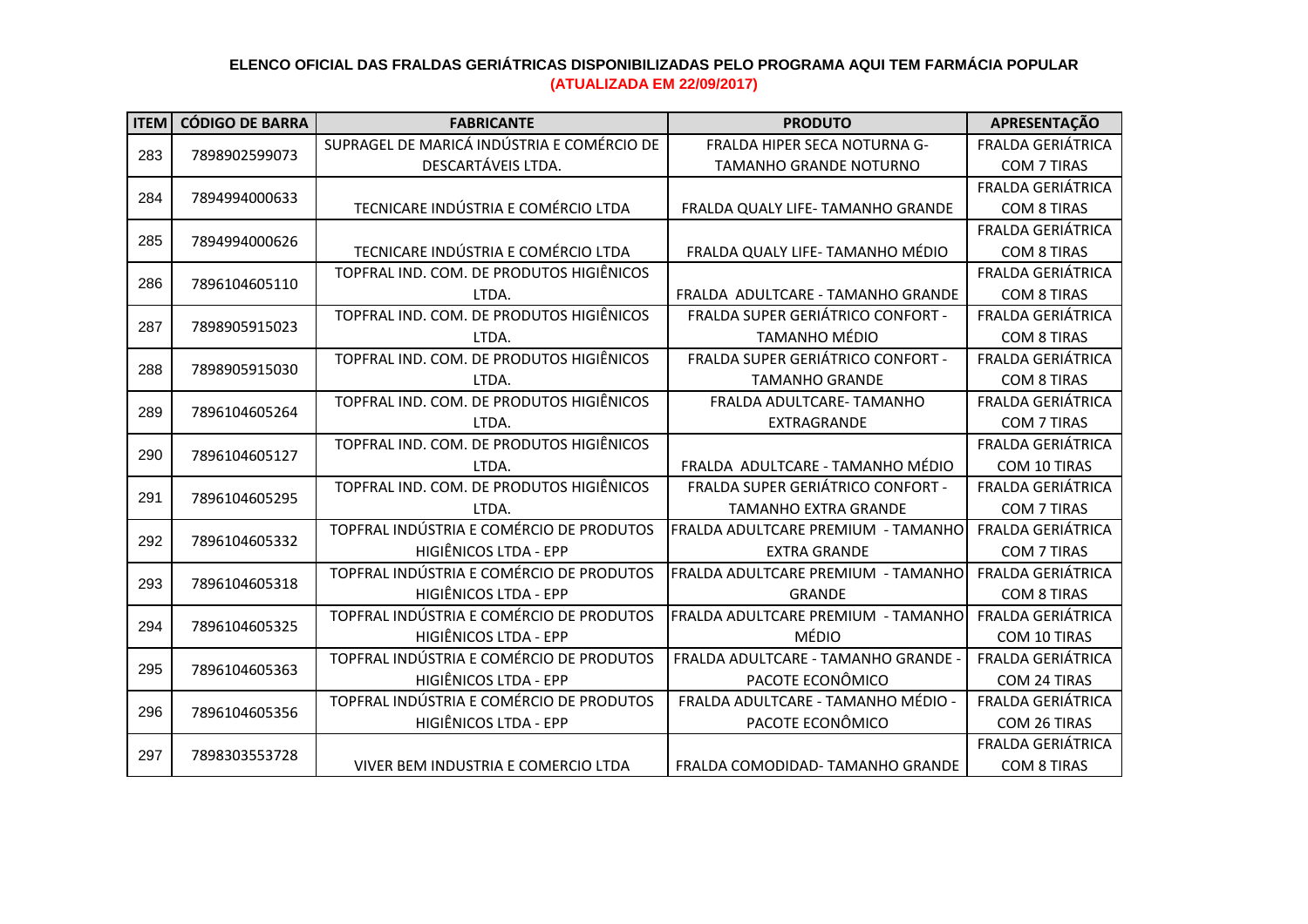**ELENCO OFICIAL DAS FRALDAS GERIÁTRICAS DISPONIBILIZADAS PELO PROGRAMA AQUI TEM FARMÁCIA POPULAR**

**(ATUALIZADA EM 22/09/2017)**

| ITEM | CÓDIGO DE BARRA | FABRICANTE | PRODUTO | APRESENTAÇÃO |
|---|---|---|---|---|
| 283 | 7898902599073 | SUPRAGEL DE MARICÁ INDÚSTRIA E COMÉRCIO DE DESCARTÁVEIS LTDA. | FRALDA HIPER SECA NOTURNA G- TAMANHO GRANDE NOTURNO | FRALDA GERIÁTRICA COM 7 TIRAS |
| 284 | 7894994000633 | TECNICARE INDÚSTRIA E COMÉRCIO LTDA | FRALDA QUALY LIFE- TAMANHO GRANDE | FRALDA GERIÁTRICA COM 8 TIRAS |
| 285 | 7894994000626 | TECNICARE INDÚSTRIA E COMÉRCIO LTDA | FRALDA QUALY LIFE- TAMANHO MÉDIO | FRALDA GERIÁTRICA COM 8 TIRAS |
| 286 | 7896104605110 | TOPFRAL IND. COM. DE PRODUTOS HIGIÊNICOS LTDA. | FRALDA ADULTCARE - TAMANHO GRANDE | FRALDA GERIÁTRICA COM 8 TIRAS |
| 287 | 7898905915023 | TOPFRAL IND. COM. DE PRODUTOS HIGIÊNICOS LTDA. | FRALDA SUPER GERIÁTRICO CONFORT - TAMANHO MÉDIO | FRALDA GERIÁTRICA COM 8 TIRAS |
| 288 | 7898905915030 | TOPFRAL IND. COM. DE PRODUTOS HIGIÊNICOS LTDA. | FRALDA SUPER GERIÁTRICO CONFORT - TAMANHO GRANDE | FRALDA GERIÁTRICA COM 8 TIRAS |
| 289 | 7896104605264 | TOPFRAL IND. COM. DE PRODUTOS HIGIÊNICOS LTDA. | FRALDA ADULTCARE- TAMANHO EXTRAGRANDE | FRALDA GERIÁTRICA COM 7 TIRAS |
| 290 | 7896104605127 | TOPFRAL IND. COM. DE PRODUTOS HIGIÊNICOS LTDA. | FRALDA ADULTCARE - TAMANHO MÉDIO | FRALDA GERIÁTRICA COM 10 TIRAS |
| 291 | 7896104605295 | TOPFRAL IND. COM. DE PRODUTOS HIGIÊNICOS LTDA. | FRALDA SUPER GERIÁTRICO CONFORT - TAMANHO EXTRA GRANDE | FRALDA GERIÁTRICA COM 7 TIRAS |
| 292 | 7896104605332 | TOPFRAL INDÚSTRIA E COMÉRCIO DE PRODUTOS HIGIÊNICOS LTDA - EPP | FRALDA ADULTCARE PREMIUM - TAMANHO EXTRA GRANDE | FRALDA GERIÁTRICA COM 7 TIRAS |
| 293 | 7896104605318 | TOPFRAL INDÚSTRIA E COMÉRCIO DE PRODUTOS HIGIÊNICOS LTDA - EPP | FRALDA ADULTCARE PREMIUM - TAMANHO GRANDE | FRALDA GERIÁTRICA COM 8 TIRAS |
| 294 | 7896104605325 | TOPFRAL INDÚSTRIA E COMÉRCIO DE PRODUTOS HIGIÊNICOS LTDA - EPP | FRALDA ADULTCARE PREMIUM - TAMANHO MÉDIO | FRALDA GERIÁTRICA COM 10 TIRAS |
| 295 | 7896104605363 | TOPFRAL INDÚSTRIA E COMÉRCIO DE PRODUTOS HIGIÊNICOS LTDA - EPP | FRALDA ADULTCARE - TAMANHO GRANDE - PACOTE ECONÔMICO | FRALDA GERIÁTRICA COM 24 TIRAS |
| 296 | 7896104605356 | TOPFRAL INDÚSTRIA E COMÉRCIO DE PRODUTOS HIGIÊNICOS LTDA - EPP | FRALDA ADULTCARE - TAMANHO MÉDIO - PACOTE ECONÔMICO | FRALDA GERIÁTRICA COM 26 TIRAS |
| 297 | 7898303553728 | VIVER BEM INDUSTRIA E COMERCIO LTDA | FRALDA COMODIDAD- TAMANHO GRANDE | FRALDA GERIÁTRICA COM 8 TIRAS |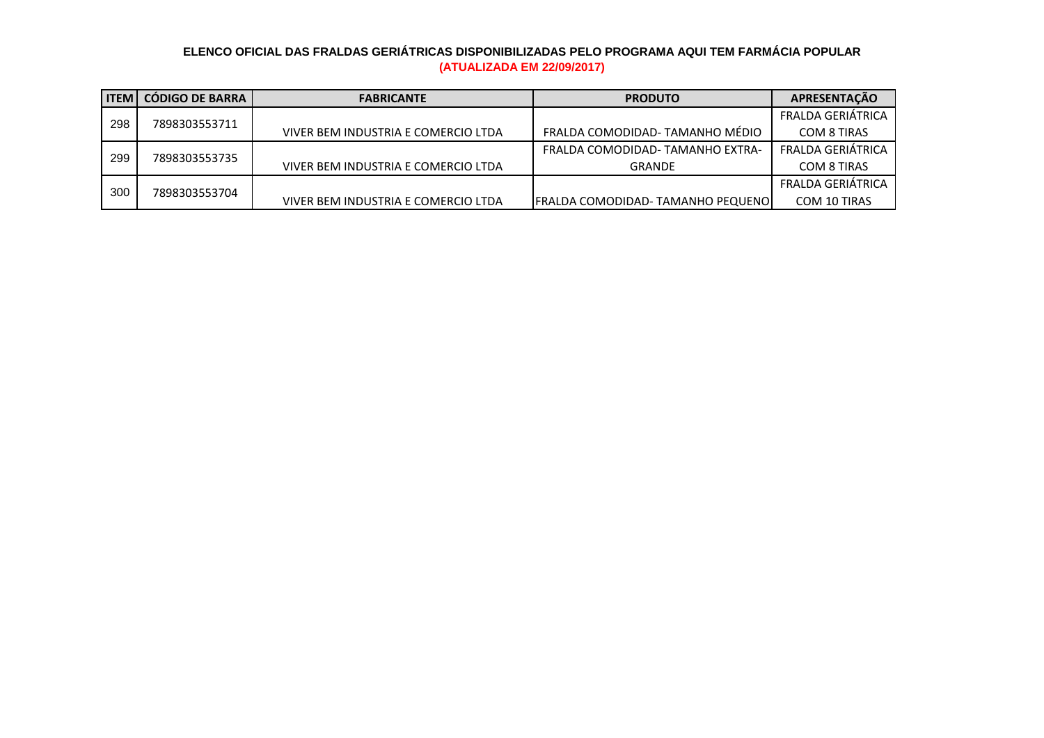**ELENCO OFICIAL DAS FRALDAS GERIÁTRICAS DISPONIBILIZADAS PELO PROGRAMA AQUI TEM FARMÁCIA POPULAR**

**(ATUALIZADA EM 22/09/2017)**

| ITEM | CÓDIGO DE BARRA | FABRICANTE | PRODUTO | APRESENTAÇÃO |
|---|---|---|---|---|
| 298 | 7898303553711 | VIVER BEM INDUSTRIA E COMERCIO LTDA | FRALDA COMODIDAD- TAMANHO MÉDIO | FRALDA GERIÁTRICA COM 8 TIRAS |
| 299 | 7898303553735 | VIVER BEM INDUSTRIA E COMERCIO LTDA | FRALDA COMODIDAD- TAMANHO EXTRA-GRANDE | FRALDA GERIÁTRICA COM 8 TIRAS |
| 300 | 7898303553704 | VIVER BEM INDUSTRIA E COMERCIO LTDA | FRALDA COMODIDAD- TAMANHO PEQUENO | FRALDA GERIÁTRICA COM 10 TIRAS |